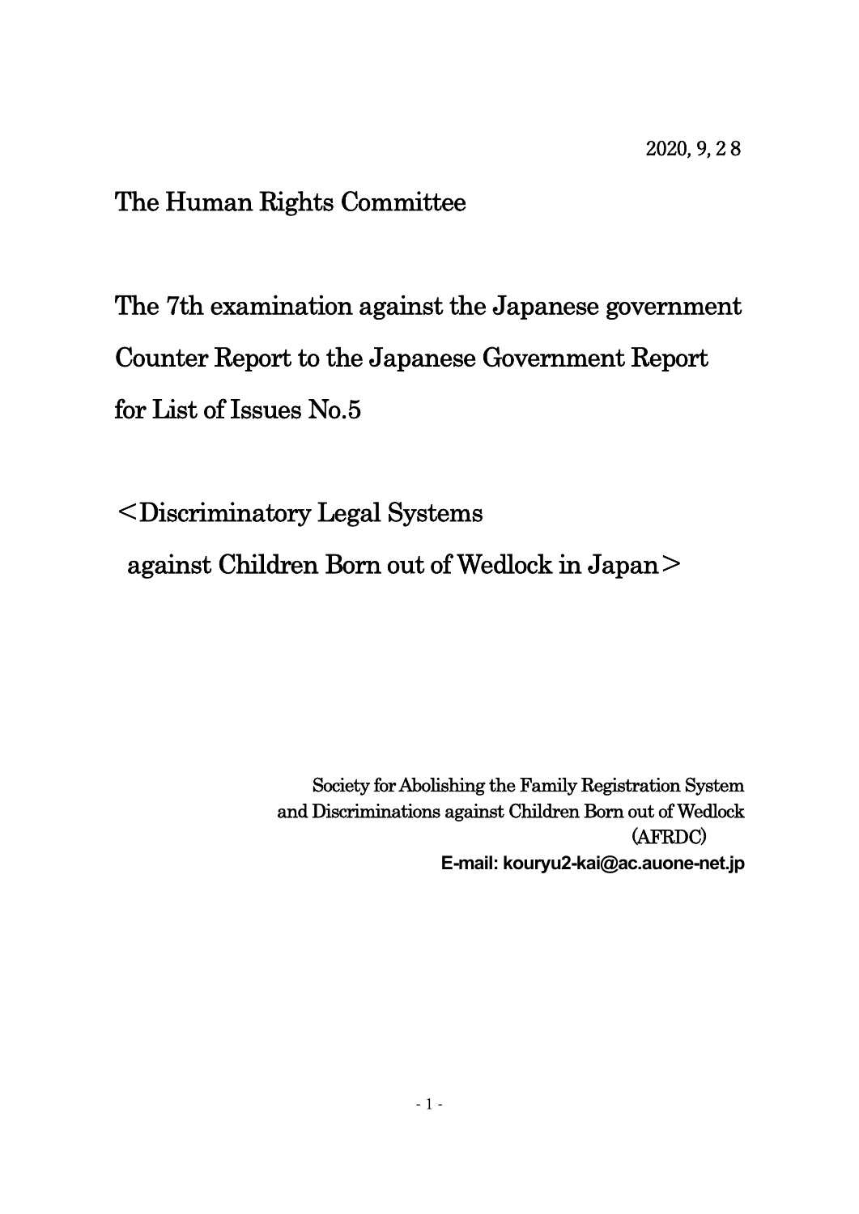2020, 9, 2 8

The Human Rights Committee

# The 7th examination against the Japanese government Counter Report to the Japanese Government Report for List of Issues No.5

# ＜Discriminatory Legal Systems against Children Born out of Wedlock in Japan＞

Society for Abolishing the Family Registration System and Discriminations against Children Born out of Wedlock (AFRDC)

**E-mail: kouryu2-kai@ac.auone-net.jp**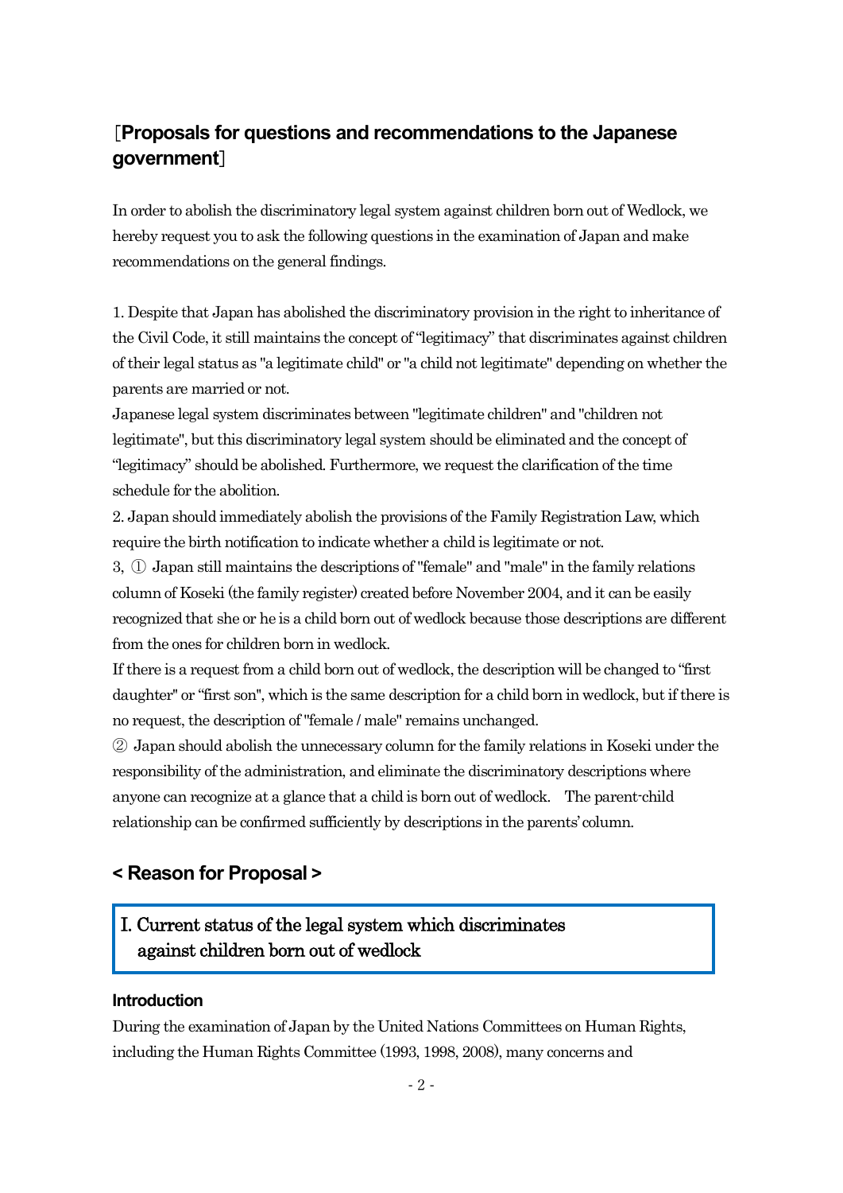## [Proposals for questions and recommendations to the Japanese government]

In order to abolish the discriminatory legal system against children born out of Wedlock, we hereby request you to ask the following questions in the examination of Japan and make recommendations on the general findings.

1. Despite that Japan has abolished the discriminatory provision in the right to inheritance of the Civil Code, it still maintains the concept of "legitimacy" that discriminates against children of their legal status as "a legitimate child" or "a child not legitimate" depending on whether the parents are married or not.
Japanese legal system discriminates between "legitimate children" and "children not legitimate", but this discriminatory legal system should be eliminated and the concept of "legitimacy" should be abolished. Furthermore, we request the clarification of the time schedule for the abolition.
2. Japan should immediately abolish the provisions of the Family Registration Law, which require the birth notification to indicate whether a child is legitimate or not.
3, ① Japan still maintains the descriptions of "female" and "male" in the family relations column of Koseki (the family register) created before November 2004, and it can be easily recognized that she or he is a child born out of wedlock because those descriptions are different from the ones for children born in wedlock.
If there is a request from a child born out of wedlock, the description will be changed to "first daughter" or "first son", which is the same description for a child born in wedlock, but if there is no request, the description of "female / male" remains unchanged.
② Japan should abolish the unnecessary column for the family relations in Koseki under the responsibility of the administration, and eliminate the discriminatory descriptions where anyone can recognize at a glance that a child is born out of wedlock. The parent-child relationship can be confirmed sufficiently by descriptions in the parents' column.

## < Reason for Proposal >

## I. Current status of the legal system which discriminates against children born out of wedlock

### Introduction

During the examination of Japan by the United Nations Committees on Human Rights, including the Human Rights Committee (1993, 1998, 2008), many concerns and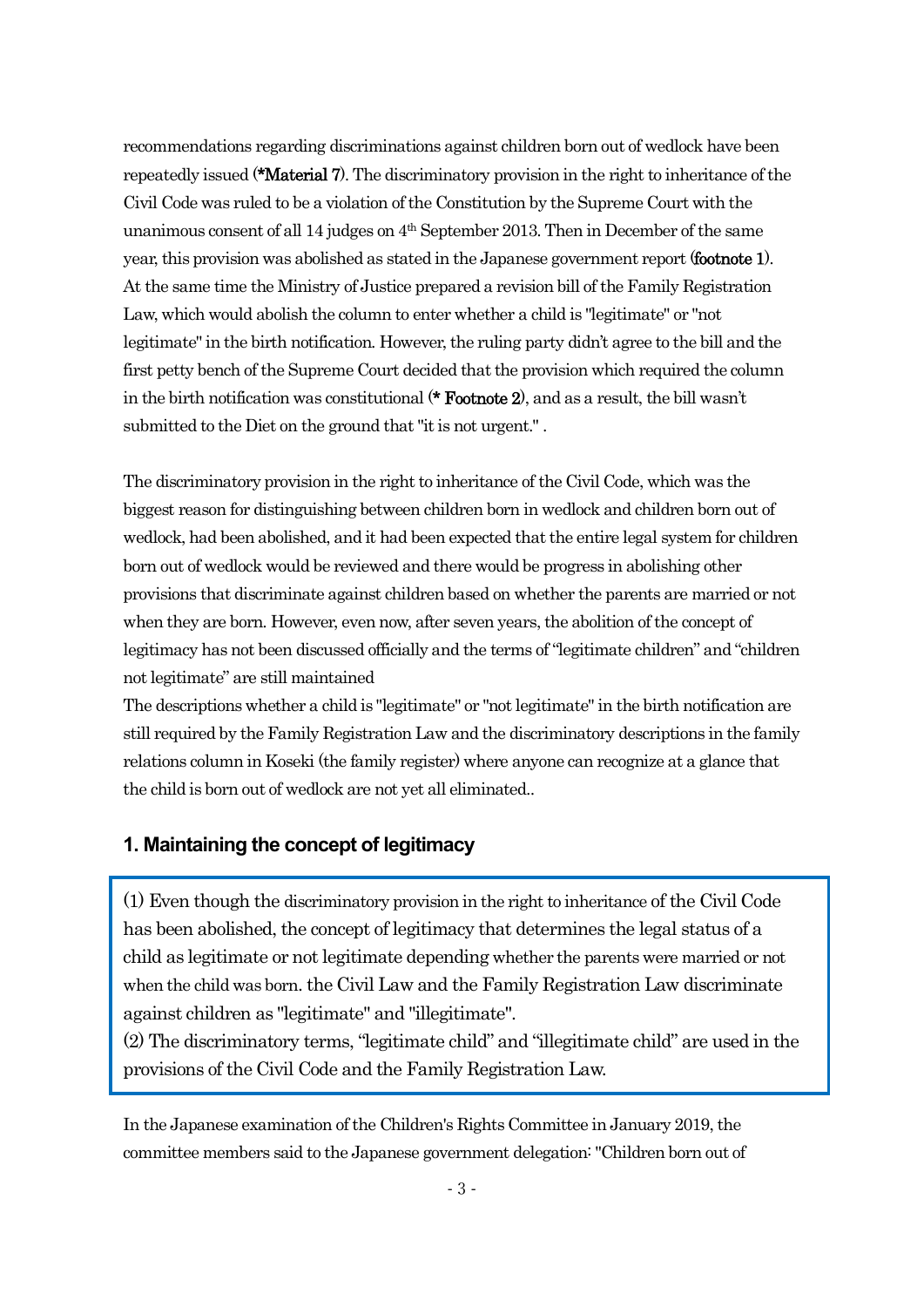recommendations regarding discriminations against children born out of wedlock have been repeatedly issued (**\*Material 7**). The discriminatory provision in the right to inheritance of the Civil Code was ruled to be a violation of the Constitution by the Supreme Court with the unanimous consent of all 14 judges on 4th September 2013. Then in December of the same year, this provision was abolished as stated in the Japanese government report (**footnote 1**). At the same time the Ministry of Justice prepared a revision bill of the Family Registration Law, which would abolish the column to enter whether a child is "legitimate" or "not legitimate" in the birth notification. However, the ruling party didn't agree to the bill and the first petty bench of the Supreme Court decided that the provision which required the column in the birth notification was constitutional (**\* Footnote 2**), and as a result, the bill wasn't submitted to the Diet on the ground that "it is not urgent." .

The discriminatory provision in the right to inheritance of the Civil Code, which was the biggest reason for distinguishing between children born in wedlock and children born out of wedlock, had been abolished, and it had been expected that the entire legal system for children born out of wedlock would be reviewed and there would be progress in abolishing other provisions that discriminate against children based on whether the parents are married or not when they are born. However, even now, after seven years, the abolition of the concept of legitimacy has not been discussed officially and the terms of "legitimate children" and "children not legitimate" are still maintained

The descriptions whether a child is "legitimate" or "not legitimate" in the birth notification are still required by the Family Registration Law and the discriminatory descriptions in the family relations column in Koseki (the family register) where anyone can recognize at a glance that the child is born out of wedlock are not yet all eliminated..

## 1. Maintaining the concept of legitimacy

(1) Even though the discriminatory provision in the right to inheritance of the Civil Code has been abolished, the concept of legitimacy that determines the legal status of a child as legitimate or not legitimate depending whether the parents were married or not when the child was born. the Civil Law and the Family Registration Law discriminate against children as "legitimate" and "illegitimate".

(2) The discriminatory terms, "legitimate child" and "illegitimate child" are used in the provisions of the Civil Code and the Family Registration Law.

In the Japanese examination of the Children's Rights Committee in January 2019, the committee members said to the Japanese government delegation: "Children born out of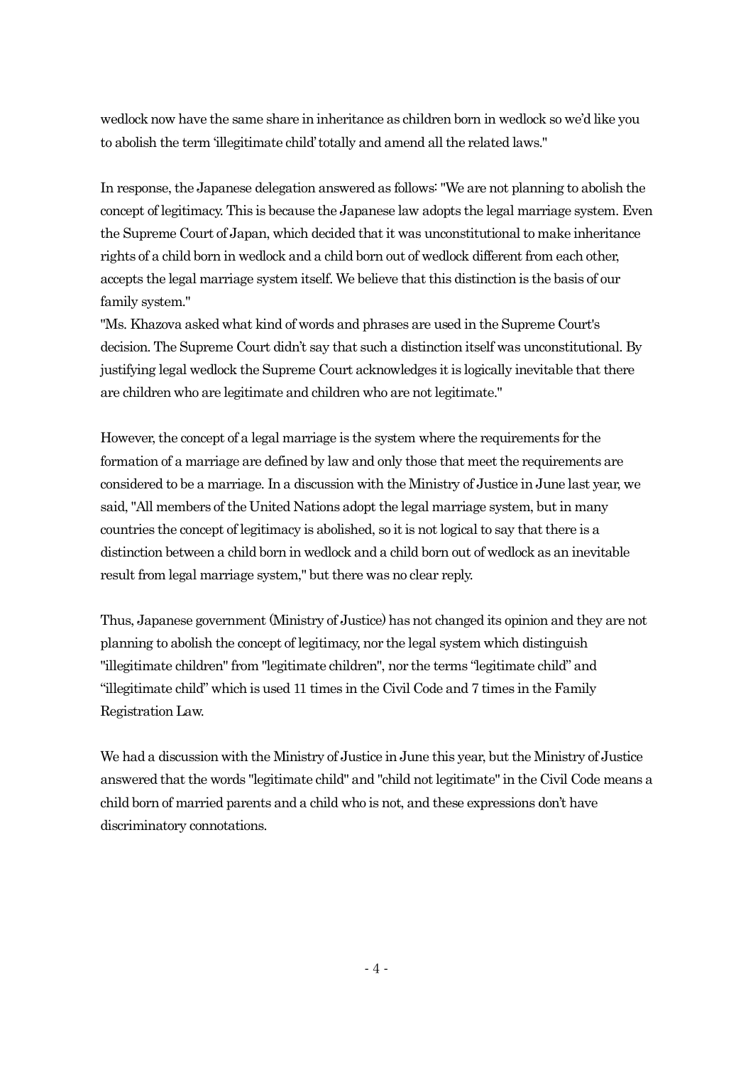wedlock now have the same share in inheritance as children born in wedlock so we'd like you to abolish the term 'illegitimate child' totally and amend all the related laws."

In response, the Japanese delegation answered as follows: "We are not planning to abolish the concept of legitimacy. This is because the Japanese law adopts the legal marriage system. Even the Supreme Court of Japan, which decided that it was unconstitutional to make inheritance rights of a child born in wedlock and a child born out of wedlock different from each other, accepts the legal marriage system itself. We believe that this distinction is the basis of our family system."

"Ms. Khazova asked what kind of words and phrases are used in the Supreme Court's decision. The Supreme Court didn't say that such a distinction itself was unconstitutional. By justifying legal wedlock the Supreme Court acknowledges it is logically inevitable that there are children who are legitimate and children who are not legitimate."

However, the concept of a legal marriage is the system where the requirements for the formation of a marriage are defined by law and only those that meet the requirements are considered to be a marriage. In a discussion with the Ministry of Justice in June last year, we said, "All members of the United Nations adopt the legal marriage system, but in many countries the concept of legitimacy is abolished, so it is not logical to say that there is a distinction between a child born in wedlock and a child born out of wedlock as an inevitable result from legal marriage system," but there was no clear reply.

Thus, Japanese government (Ministry of Justice) has not changed its opinion and they are not planning to abolish the concept of legitimacy, nor the legal system which distinguish "illegitimate children" from "legitimate children", nor the terms "legitimate child" and "illegitimate child" which is used 11 times in the Civil Code and 7 times in the Family Registration Law.

We had a discussion with the Ministry of Justice in June this year, but the Ministry of Justice answered that the words "legitimate child" and "child not legitimate" in the Civil Code means a child born of married parents and a child who is not, and these expressions don't have discriminatory connotations.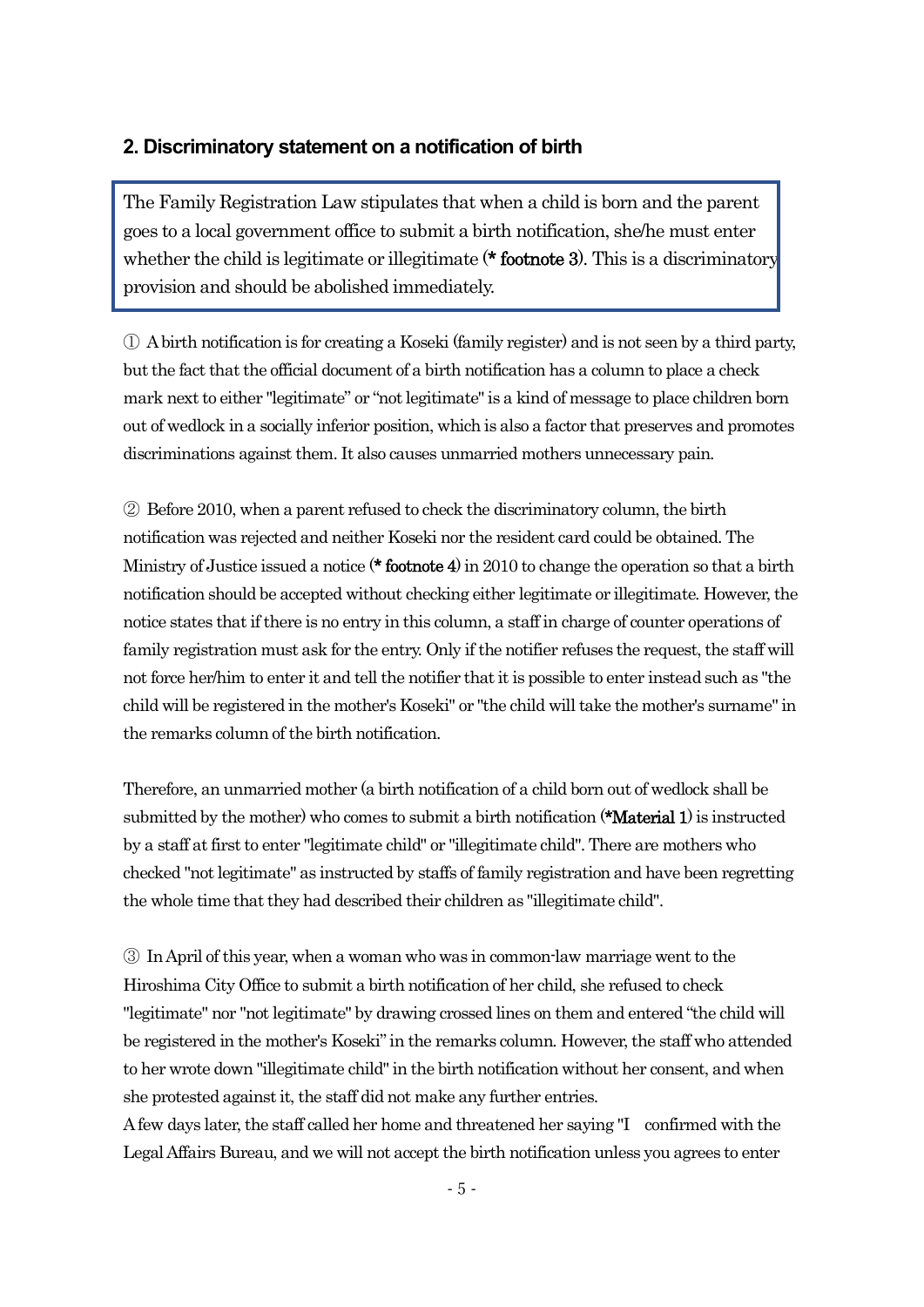## 2. Discriminatory statement on a notification of birth

> The Family Registration Law stipulates that when a child is born and the parent goes to a local government office to submit a birth notification, she/he must enter whether the child is legitimate or illegitimate (**\* footnote 3**). This is a discriminatory provision and should be abolished immediately.

① A birth notification is for creating a Koseki (family register) and is not seen by a third party, but the fact that the official document of a birth notification has a column to place a check mark next to either "legitimate" or "not legitimate" is a kind of message to place children born out of wedlock in a socially inferior position, which is also a factor that preserves and promotes discriminations against them. It also causes unmarried mothers unnecessary pain.

② Before 2010, when a parent refused to check the discriminatory column, the birth notification was rejected and neither Koseki nor the resident card could be obtained. The Ministry of Justice issued a notice (**\* footnote 4**) in 2010 to change the operation so that a birth notification should be accepted without checking either legitimate or illegitimate. However, the notice states that if there is no entry in this column, a staff in charge of counter operations of family registration must ask for the entry. Only if the notifier refuses the request, the staff will not force her/him to enter it and tell the notifier that it is possible to enter instead such as "the child will be registered in the mother's Koseki" or "the child will take the mother's surname" in the remarks column of the birth notification.

Therefore, an unmarried mother (a birth notification of a child born out of wedlock shall be submitted by the mother) who comes to submit a birth notification (**\*Material 1**) is instructed by a staff at first to enter "legitimate child" or "illegitimate child". There are mothers who checked "not legitimate" as instructed by staffs of family registration and have been regretting the whole time that they had described their children as "illegitimate child".

③ In April of this year, when a woman who was in common-law marriage went to the Hiroshima City Office to submit a birth notification of her child, she refused to check "legitimate" nor "not legitimate" by drawing crossed lines on them and entered "the child will be registered in the mother's Koseki" in the remarks column. However, the staff who attended to her wrote down "illegitimate child" in the birth notification without her consent, and when she protested against it, the staff did not make any further entries.
A few days later, the staff called her home and threatened her saying "I confirmed with the Legal Affairs Bureau, and we will not accept the birth notification unless you agrees to enter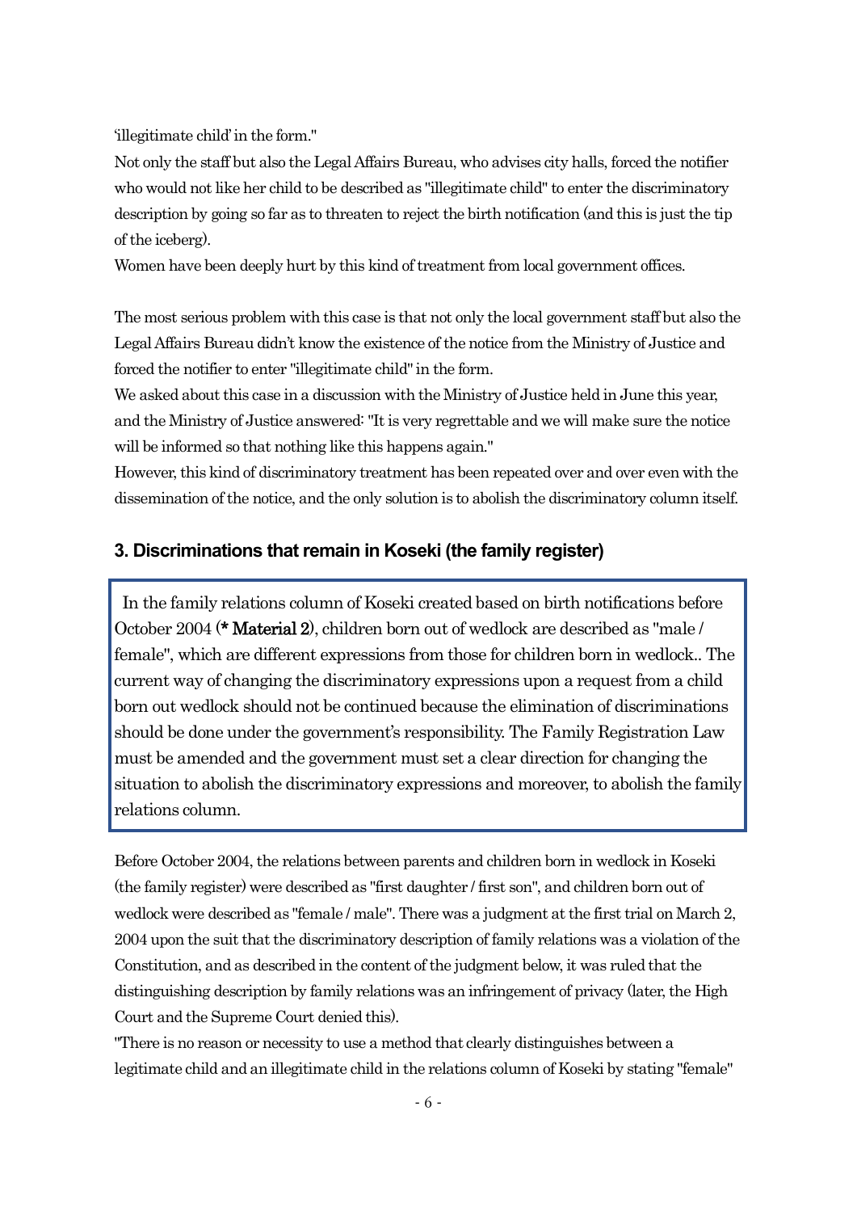'illegitimate child' in the form."

Not only the staff but also the Legal Affairs Bureau, who advises city halls, forced the notifier who would not like her child to be described as "illegitimate child" to enter the discriminatory description by going so far as to threaten to reject the birth notification (and this is just the tip of the iceberg).

Women have been deeply hurt by this kind of treatment from local government offices.

The most serious problem with this case is that not only the local government staff but also the Legal Affairs Bureau didn't know the existence of the notice from the Ministry of Justice and forced the notifier to enter "illegitimate child" in the form.

We asked about this case in a discussion with the Ministry of Justice held in June this year, and the Ministry of Justice answered: "It is very regrettable and we will make sure the notice will be informed so that nothing like this happens again."

However, this kind of discriminatory treatment has been repeated over and over even with the dissemination of the notice, and the only solution is to abolish the discriminatory column itself.

### 3. Discriminations that remain in Koseki (the family register)

> In the family relations column of Koseki created based on birth notifications before October 2004 (**\* Material 2**), children born out of wedlock are described as "male / female", which are different expressions from those for children born in wedlock.. The current way of changing the discriminatory expressions upon a request from a child born out wedlock should not be continued because the elimination of discriminations should be done under the government's responsibility. The Family Registration Law must be amended and the government must set a clear direction for changing the situation to abolish the discriminatory expressions and moreover, to abolish the family relations column.

Before October 2004, the relations between parents and children born in wedlock in Koseki (the family register) were described as "first daughter / first son", and children born out of wedlock were described as "female / male". There was a judgment at the first trial on March 2, 2004 upon the suit that the discriminatory description of family relations was a violation of the Constitution, and as described in the content of the judgment below, it was ruled that the distinguishing description by family relations was an infringement of privacy (later, the High Court and the Supreme Court denied this).

"There is no reason or necessity to use a method that clearly distinguishes between a legitimate child and an illegitimate child in the relations column of Koseki by stating "female"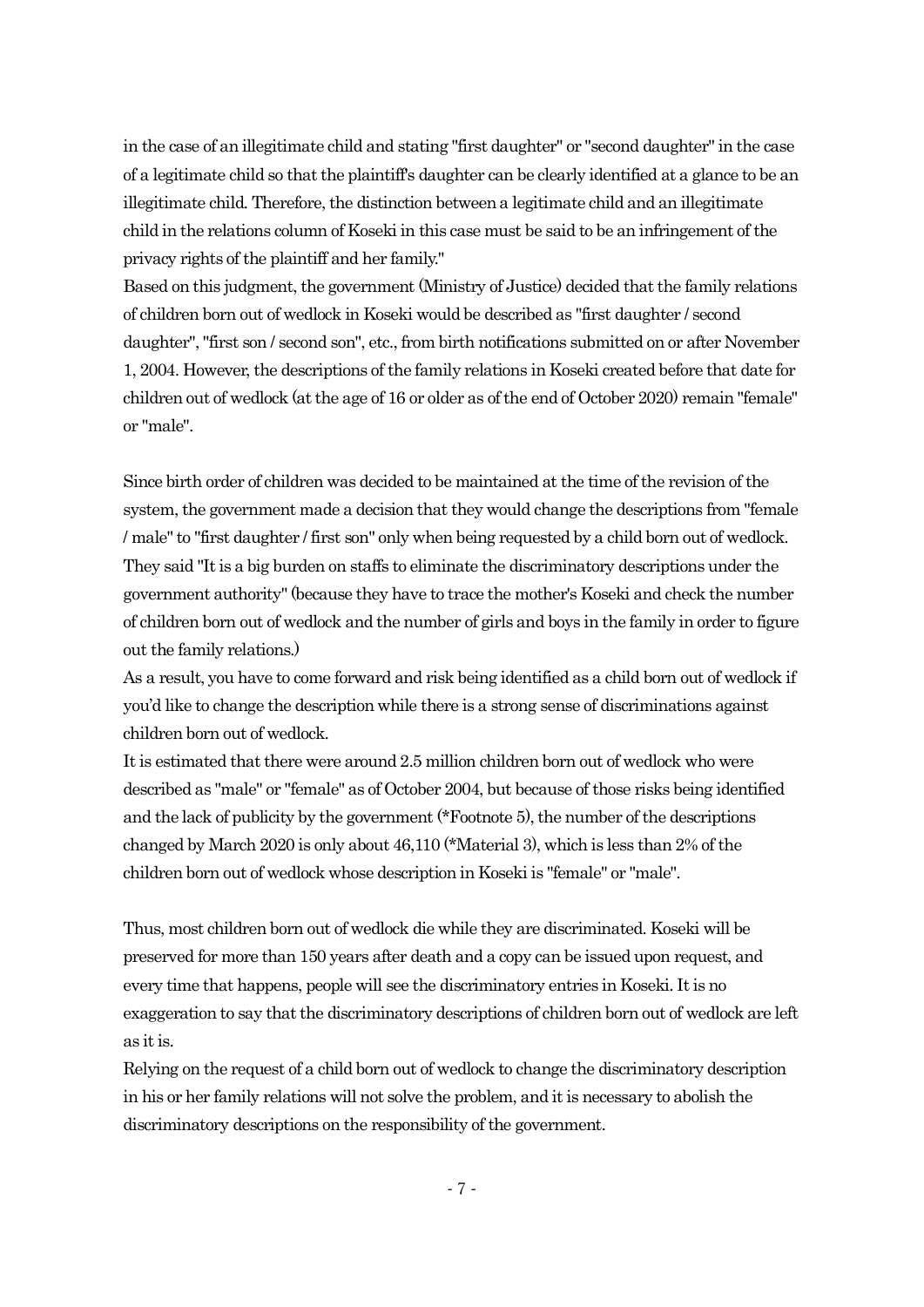in the case of an illegitimate child and stating "first daughter" or "second daughter" in the case of a legitimate child so that the plaintiff's daughter can be clearly identified at a glance to be an illegitimate child. Therefore, the distinction between a legitimate child and an illegitimate child in the relations column of Koseki in this case must be said to be an infringement of the privacy rights of the plaintiff and her family."

Based on this judgment, the government (Ministry of Justice) decided that the family relations of children born out of wedlock in Koseki would be described as "first daughter / second daughter", "first son / second son", etc., from birth notifications submitted on or after November 1, 2004. However, the descriptions of the family relations in Koseki created before that date for children out of wedlock (at the age of 16 or older as of the end of October 2020) remain "female" or "male".

Since birth order of children was decided to be maintained at the time of the revision of the system, the government made a decision that they would change the descriptions from "female / male" to "first daughter / first son" only when being requested by a child born out of wedlock. They said "It is a big burden on staffs to eliminate the discriminatory descriptions under the government authority" (because they have to trace the mother's Koseki and check the number of children born out of wedlock and the number of girls and boys in the family in order to figure out the family relations.)

As a result, you have to come forward and risk being identified as a child born out of wedlock if you'd like to change the description while there is a strong sense of discriminations against children born out of wedlock.

It is estimated that there were around 2.5 million children born out of wedlock who were described as "male" or "female" as of October 2004, but because of those risks being identified and the lack of publicity by the government (*Footnote 5), the number of the descriptions changed by March 2020 is only about 46,110 (*Material 3), which is less than 2% of the children born out of wedlock whose description in Koseki is "female" or "male".

Thus, most children born out of wedlock die while they are discriminated. Koseki will be preserved for more than 150 years after death and a copy can be issued upon request, and every time that happens, people will see the discriminatory entries in Koseki. It is no exaggeration to say that the discriminatory descriptions of children born out of wedlock are left as it is.

Relying on the request of a child born out of wedlock to change the discriminatory description in his or her family relations will not solve the problem, and it is necessary to abolish the discriminatory descriptions on the responsibility of the government.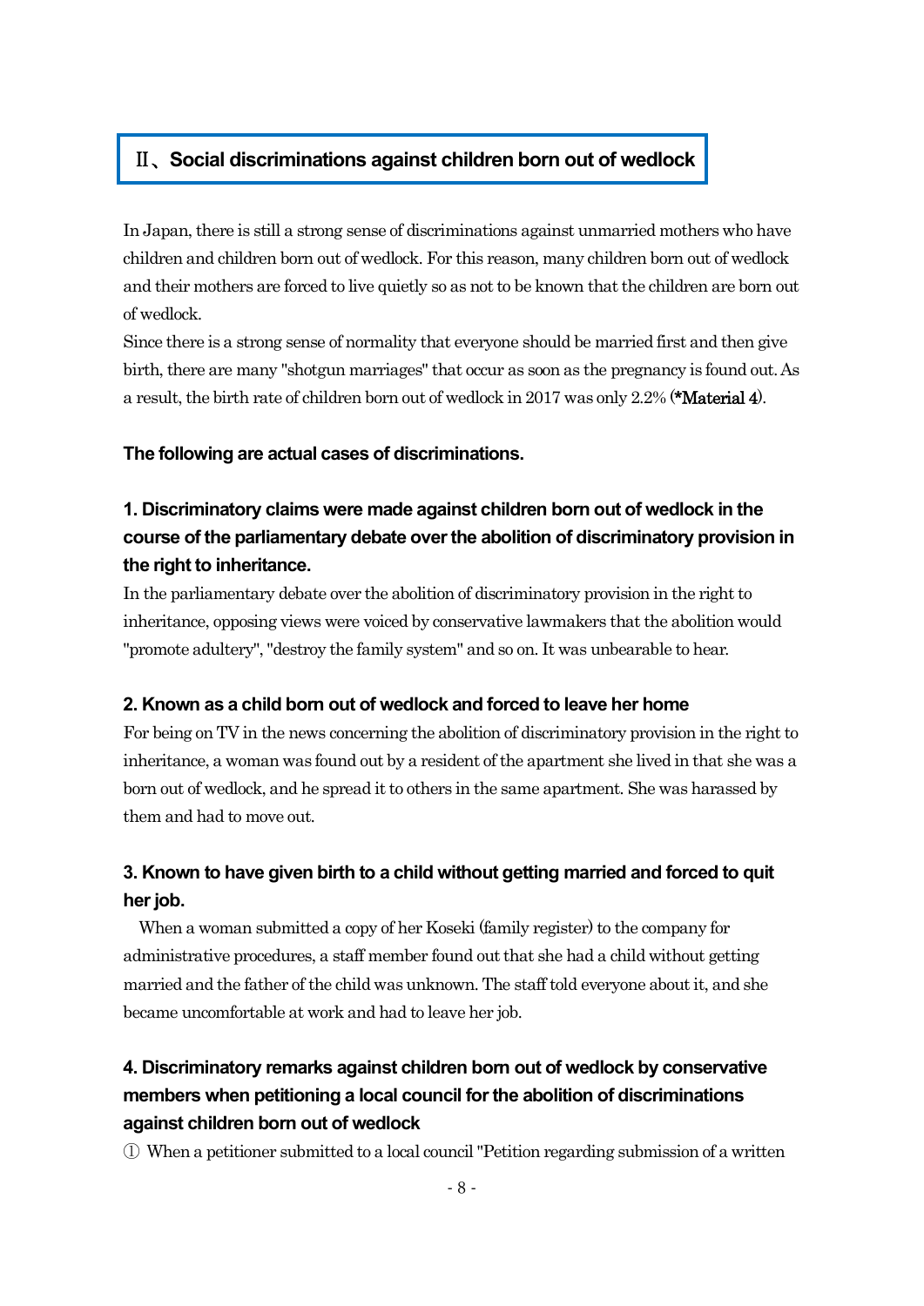## Ⅱ、Social discriminations against children born out of wedlock

In Japan, there is still a strong sense of discriminations against unmarried mothers who have children and children born out of wedlock. For this reason, many children born out of wedlock and their mothers are forced to live quietly so as not to be known that the children are born out of wedlock.

Since there is a strong sense of normality that everyone should be married first and then give birth, there are many "shotgun marriages" that occur as soon as the pregnancy is found out. As a result, the birth rate of children born out of wedlock in 2017 was only 2.2% (**\*Material 4**).

**The following are actual cases of discriminations.**

### 1. Discriminatory claims were made against children born out of wedlock in the course of the parliamentary debate over the abolition of discriminatory provision in the right to inheritance.

In the parliamentary debate over the abolition of discriminatory provision in the right to inheritance, opposing views were voiced by conservative lawmakers that the abolition would "promote adultery", "destroy the family system" and so on. It was unbearable to hear.

### 2. Known as a child born out of wedlock and forced to leave her home

For being on TV in the news concerning the abolition of discriminatory provision in the right to inheritance, a woman was found out by a resident of the apartment she lived in that she was a born out of wedlock, and he spread it to others in the same apartment. She was harassed by them and had to move out.

### 3. Known to have given birth to a child without getting married and forced to quit her job.

When a woman submitted a copy of her Koseki (family register) to the company for administrative procedures, a staff member found out that she had a child without getting married and the father of the child was unknown. The staff told everyone about it, and she became uncomfortable at work and had to leave her job.

### 4. Discriminatory remarks against children born out of wedlock by conservative members when petitioning a local council for the abolition of discriminations against children born out of wedlock

① When a petitioner submitted to a local council "Petition regarding submission of a written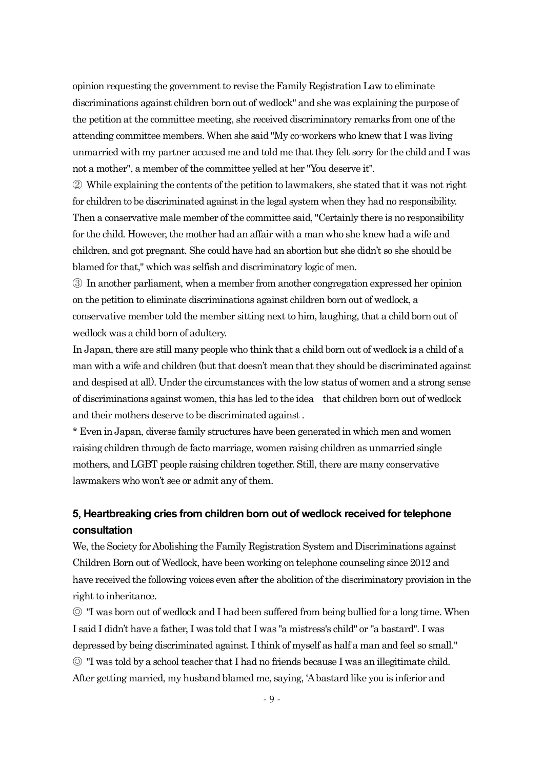opinion requesting the government to revise the Family Registration Law to eliminate discriminations against children born out of wedlock" and she was explaining the purpose of the petition at the committee meeting, she received discriminatory remarks from one of the attending committee members. When she said "My co-workers who knew that I was living unmarried with my partner accused me and told me that they felt sorry for the child and I was not a mother", a member of the committee yelled at her "You deserve it".

② While explaining the contents of the petition to lawmakers, she stated that it was not right for children to be discriminated against in the legal system when they had no responsibility. Then a conservative male member of the committee said, "Certainly there is no responsibility for the child. However, the mother had an affair with a man who she knew had a wife and children, and got pregnant. She could have had an abortion but she didn't so she should be blamed for that," which was selfish and discriminatory logic of men.

③ In another parliament, when a member from another congregation expressed her opinion on the petition to eliminate discriminations against children born out of wedlock, a conservative member told the member sitting next to him, laughing, that a child born out of wedlock was a child born of adultery.

In Japan, there are still many people who think that a child born out of wedlock is a child of a man with a wife and children (but that doesn't mean that they should be discriminated against and despised at all). Under the circumstances with the low status of women and a strong sense of discriminations against women, this has led to the idea that children born out of wedlock and their mothers deserve to be discriminated against .

* Even in Japan, diverse family structures have been generated in which men and women raising children through de facto marriage, women raising children as unmarried single mothers, and LGBT people raising children together. Still, there are many conservative lawmakers who won't see or admit any of them.

### 5, Heartbreaking cries from children born out of wedlock received for telephone consultation

We, the Society for Abolishing the Family Registration System and Discriminations against Children Born out of Wedlock, have been working on telephone counseling since 2012 and have received the following voices even after the abolition of the discriminatory provision in the right to inheritance.

◎ "I was born out of wedlock and I had been suffered from being bullied for a long time. When I said I didn't have a father, I was told that I was "a mistress's child" or "a bastard". I was depressed by being discriminated against. I think of myself as half a man and feel so small."

◎ "I was told by a school teacher that I had no friends because I was an illegitimate child. After getting married, my husband blamed me, saying, 'A bastard like you is inferior and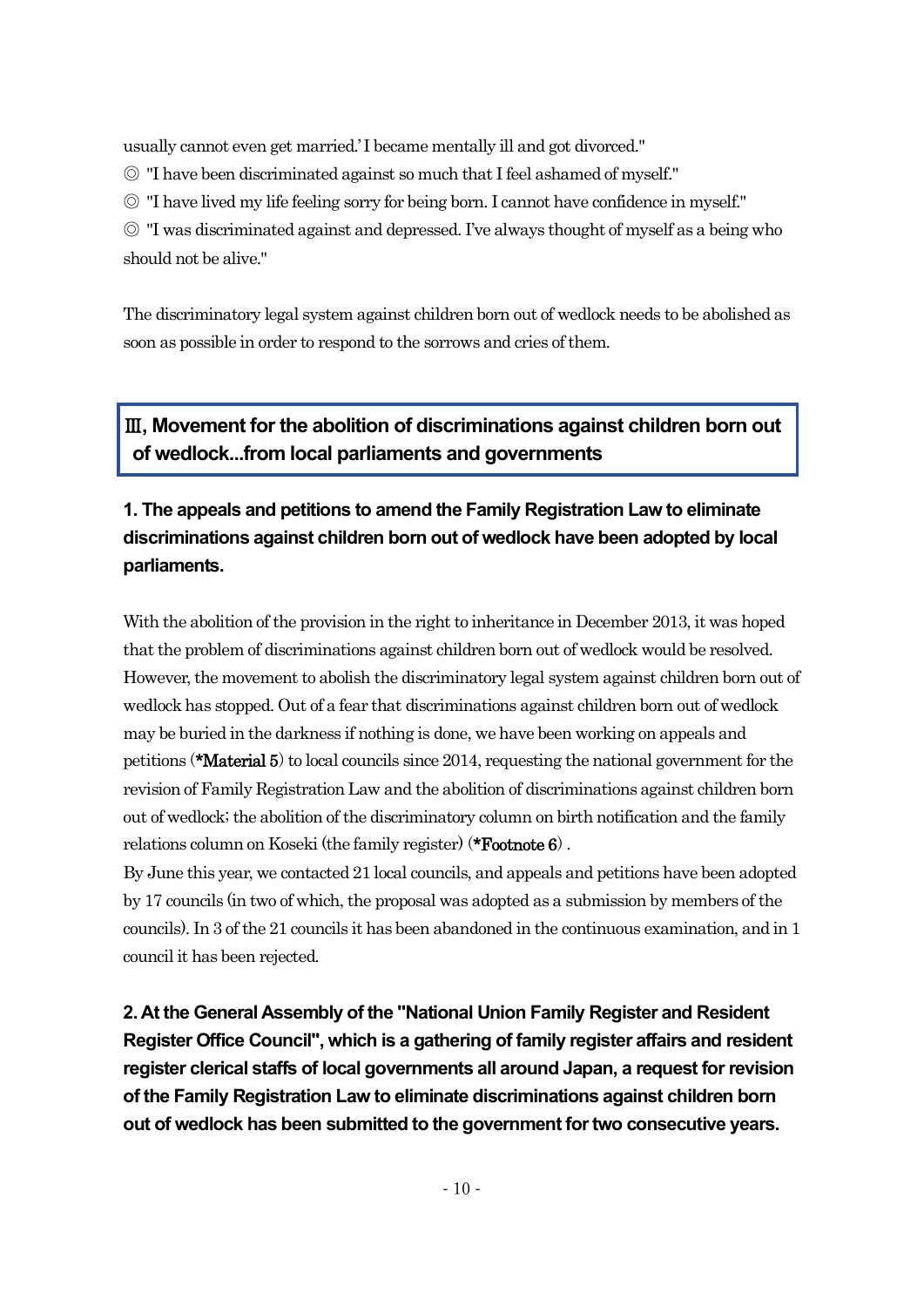usually cannot even get married.' I became mentally ill and got divorced."

◎ "I have been discriminated against so much that I feel ashamed of myself."

◎ "I have lived my life feeling sorry for being born. I cannot have confidence in myself."

◎ "I was discriminated against and depressed. I've always thought of myself as a being who should not be alive."

The discriminatory legal system against children born out of wedlock needs to be abolished as soon as possible in order to respond to the sorrows and cries of them.

## Ⅲ, Movement for the abolition of discriminations against children born out of wedlock...from local parliaments and governments

### 1. The appeals and petitions to amend the Family Registration Law to eliminate discriminations against children born out of wedlock have been adopted by local parliaments.

With the abolition of the provision in the right to inheritance in December 2013, it was hoped that the problem of discriminations against children born out of wedlock would be resolved. However, the movement to abolish the discriminatory legal system against children born out of wedlock has stopped. Out of a fear that discriminations against children born out of wedlock may be buried in the darkness if nothing is done, we have been working on appeals and petitions (**\*Material 5**) to local councils since 2014, requesting the national government for the revision of Family Registration Law and the abolition of discriminations against children born out of wedlock; the abolition of the discriminatory column on birth notification and the family relations column on Koseki (the family register) (**\*Footnote 6**) .

By June this year, we contacted 21 local councils, and appeals and petitions have been adopted by 17 councils (in two of which, the proposal was adopted as a submission by members of the councils). In 3 of the 21 councils it has been abandoned in the continuous examination, and in 1 council it has been rejected.

### 2. At the General Assembly of the "National Union Family Register and Resident Register Office Council", which is a gathering of family register affairs and resident register clerical staffs of local governments all around Japan, a request for revision of the Family Registration Law to eliminate discriminations against children born out of wedlock has been submitted to the government for two consecutive years.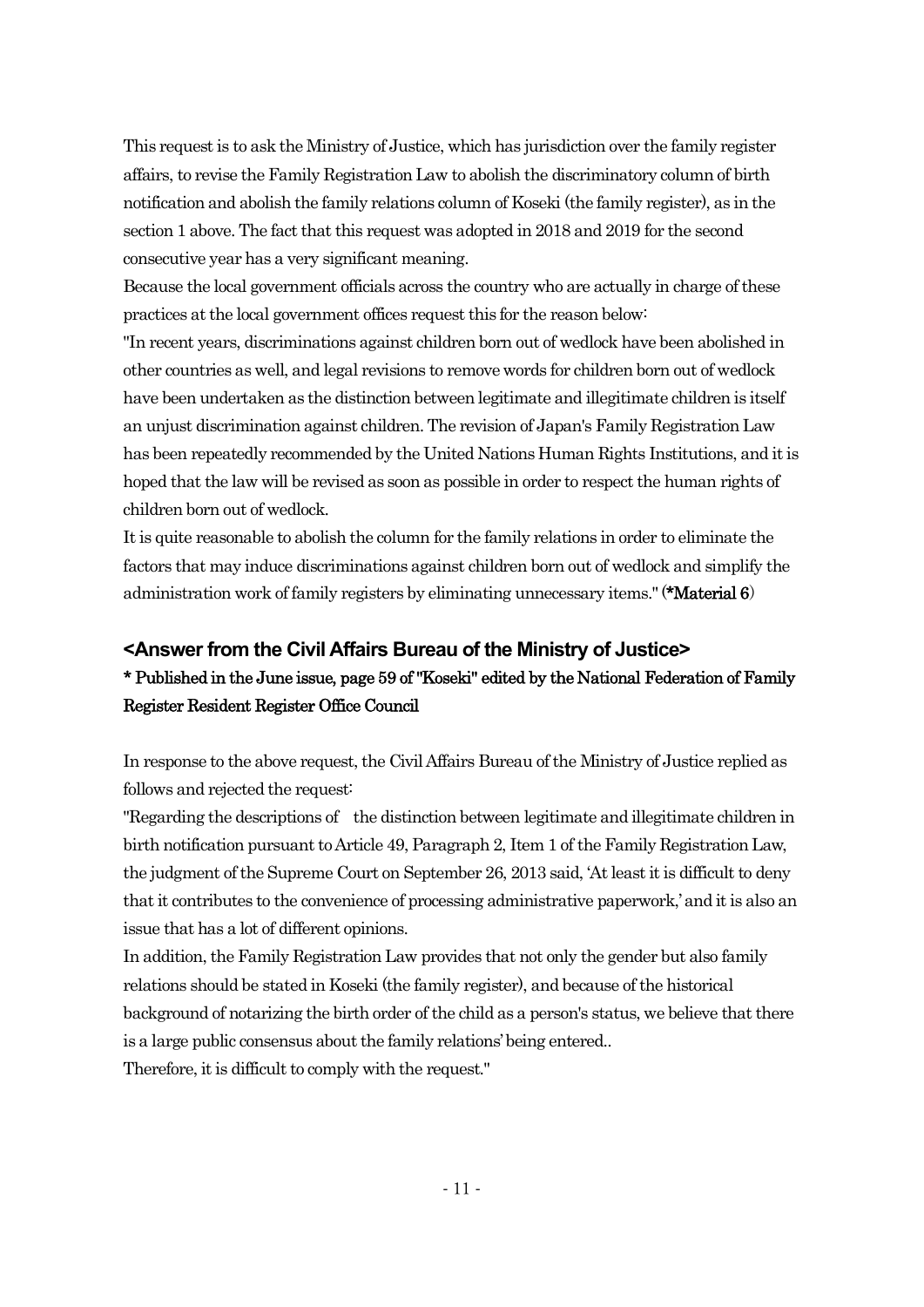This request is to ask the Ministry of Justice, which has jurisdiction over the family register affairs, to revise the Family Registration Law to abolish the discriminatory column of birth notification and abolish the family relations column of Koseki (the family register), as in the section 1 above. The fact that this request was adopted in 2018 and 2019 for the second consecutive year has a very significant meaning.

Because the local government officials across the country who are actually in charge of these practices at the local government offices request this for the reason below:

"In recent years, discriminations against children born out of wedlock have been abolished in other countries as well, and legal revisions to remove words for children born out of wedlock have been undertaken as the distinction between legitimate and illegitimate children is itself an unjust discrimination against children. The revision of Japan's Family Registration Law has been repeatedly recommended by the United Nations Human Rights Institutions, and it is hoped that the law will be revised as soon as possible in order to respect the human rights of children born out of wedlock.

It is quite reasonable to abolish the column for the family relations in order to eliminate the factors that may induce discriminations against children born out of wedlock and simplify the administration work of family registers by eliminating unnecessary items." (**\*Material 6**)

## <Answer from the Civil Affairs Bureau of the Ministry of Justice>

**\* Published in the June issue, page 59 of "Koseki" edited by the National Federation of Family Register Resident Register Office Council**

In response to the above request, the Civil Affairs Bureau of the Ministry of Justice replied as follows and rejected the request:

"Regarding the descriptions of the distinction between legitimate and illegitimate children in birth notification pursuant to Article 49, Paragraph 2, Item 1 of the Family Registration Law, the judgment of the Supreme Court on September 26, 2013 said, 'At least it is difficult to deny that it contributes to the convenience of processing administrative paperwork,' and it is also an issue that has a lot of different opinions.

In addition, the Family Registration Law provides that not only the gender but also family relations should be stated in Koseki (the family register), and because of the historical background of notarizing the birth order of the child as a person's status, we believe that there is a large public consensus about the family relations' being entered..

Therefore, it is difficult to comply with the request."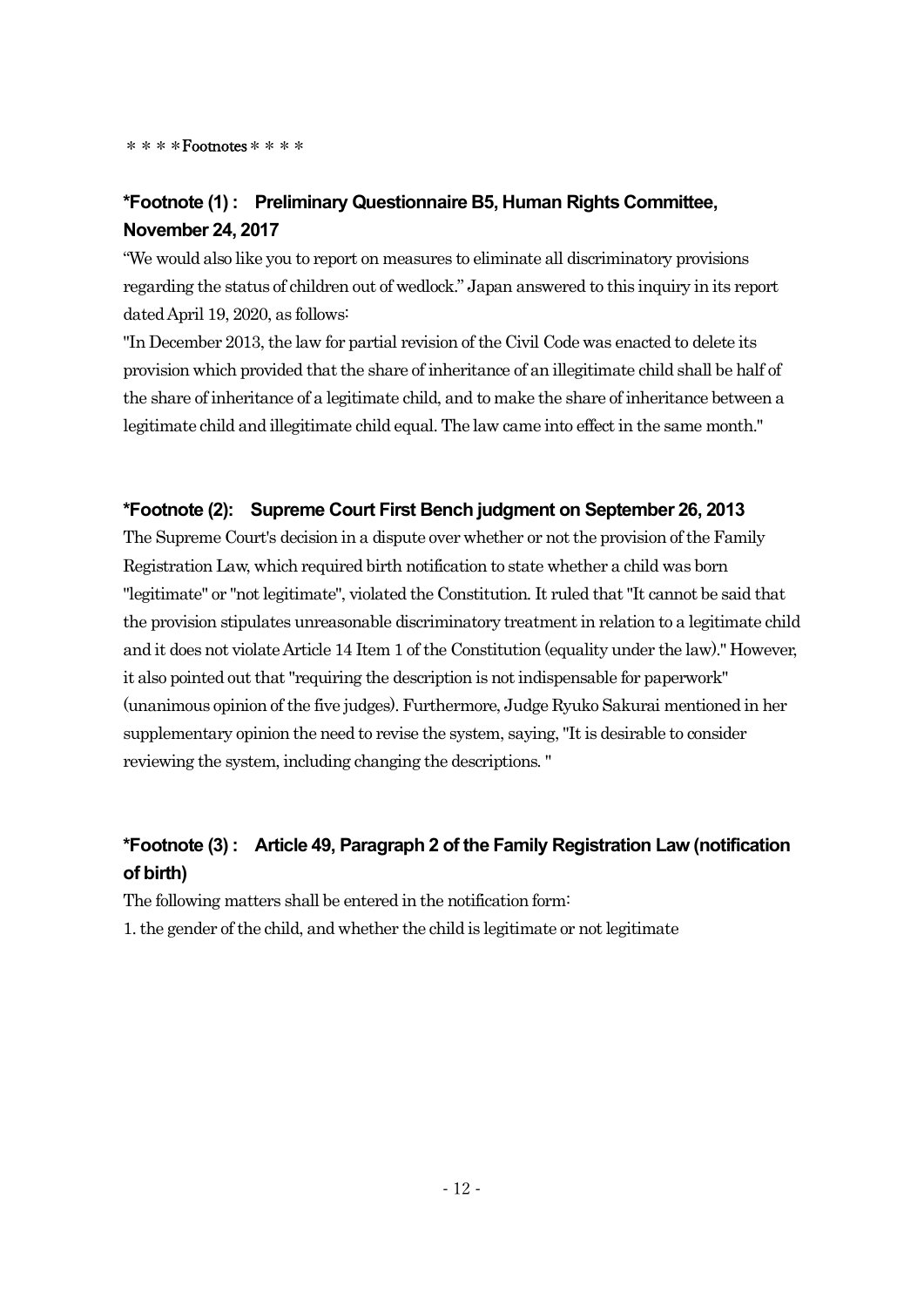＊＊＊＊Footnotes＊＊＊＊

### *Footnote (1) :　Preliminary Questionnaire B5, Human Rights Committee, November 24, 2017

"We would also like you to report on measures to eliminate all discriminatory provisions regarding the status of children out of wedlock." Japan answered to this inquiry in its report dated April 19, 2020, as follows:

"In December 2013, the law for partial revision of the Civil Code was enacted to delete its provision which provided that the share of inheritance of an illegitimate child shall be half of the share of inheritance of a legitimate child, and to make the share of inheritance between a legitimate child and illegitimate child equal. The law came into effect in the same month."

### *Footnote (2):　Supreme Court First Bench judgment on September 26, 2013

The Supreme Court's decision in a dispute over whether or not the provision of the Family Registration Law, which required birth notification to state whether a child was born "legitimate" or "not legitimate", violated the Constitution. It ruled that "It cannot be said that the provision stipulates unreasonable discriminatory treatment in relation to a legitimate child and it does not violate Article 14 Item 1 of the Constitution (equality under the law)." However, it also pointed out that "requiring the description is not indispensable for paperwork" (unanimous opinion of the five judges). Furthermore, Judge Ryuko Sakurai mentioned in her supplementary opinion the need to revise the system, saying, "It is desirable to consider reviewing the system, including changing the descriptions. "

### *Footnote (3) :　Article 49, Paragraph 2 of the Family Registration Law (notification of birth)

The following matters shall be entered in the notification form:

1. the gender of the child, and whether the child is legitimate or not legitimate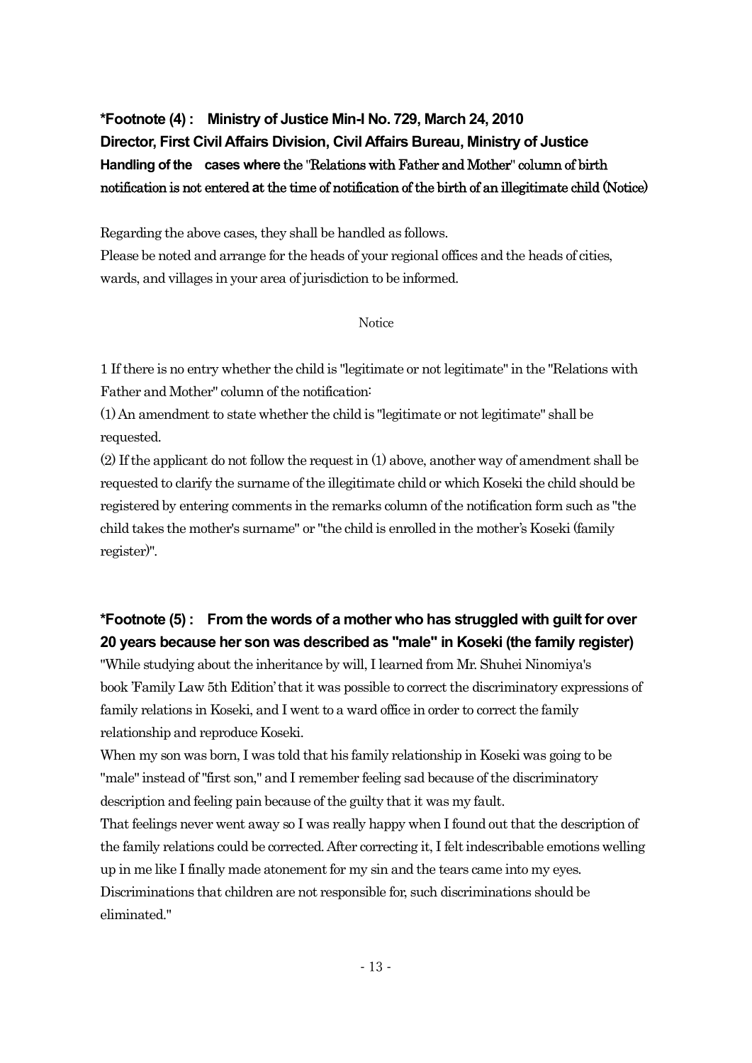**\*Footnote (4) : Ministry of Justice Min-I No. 729, March 24, 2010**
**Director, First Civil Affairs Division, Civil Affairs Bureau, Ministry of Justice**
**Handling of the cases where the "Relations with Father and Mother" column of birth notification is not entered at the time of notification of the birth of an illegitimate child (Notice)**

Regarding the above cases, they shall be handled as follows.
Please be noted and arrange for the heads of your regional offices and the heads of cities, wards, and villages in your area of jurisdiction to be informed.

Notice

1 If there is no entry whether the child is "legitimate or not legitimate" in the "Relations with Father and Mother" column of the notification:

(1) An amendment to state whether the child is "legitimate or not legitimate" shall be requested.

(2) If the applicant do not follow the request in (1) above, another way of amendment shall be requested to clarify the surname of the illegitimate child or which Koseki the child should be registered by entering comments in the remarks column of the notification form such as "the child takes the mother's surname" or "the child is enrolled in the mother's Koseki (family register)".

**\*Footnote (5) : From the words of a mother who has struggled with guilt for over 20 years because her son was described as "male" in Koseki (the family register)**

"While studying about the inheritance by will, I learned from Mr. Shuhei Ninomiya's book 'Family Law 5th Edition' that it was possible to correct the discriminatory expressions of family relations in Koseki, and I went to a ward office in order to correct the family relationship and reproduce Koseki.

When my son was born, I was told that his family relationship in Koseki was going to be "male" instead of "first son," and I remember feeling sad because of the discriminatory description and feeling pain because of the guilty that it was my fault.

That feelings never went away so I was really happy when I found out that the description of the family relations could be corrected. After correcting it, I felt indescribable emotions welling up in me like I finally made atonement for my sin and the tears came into my eyes.

Discriminations that children are not responsible for, such discriminations should be eliminated."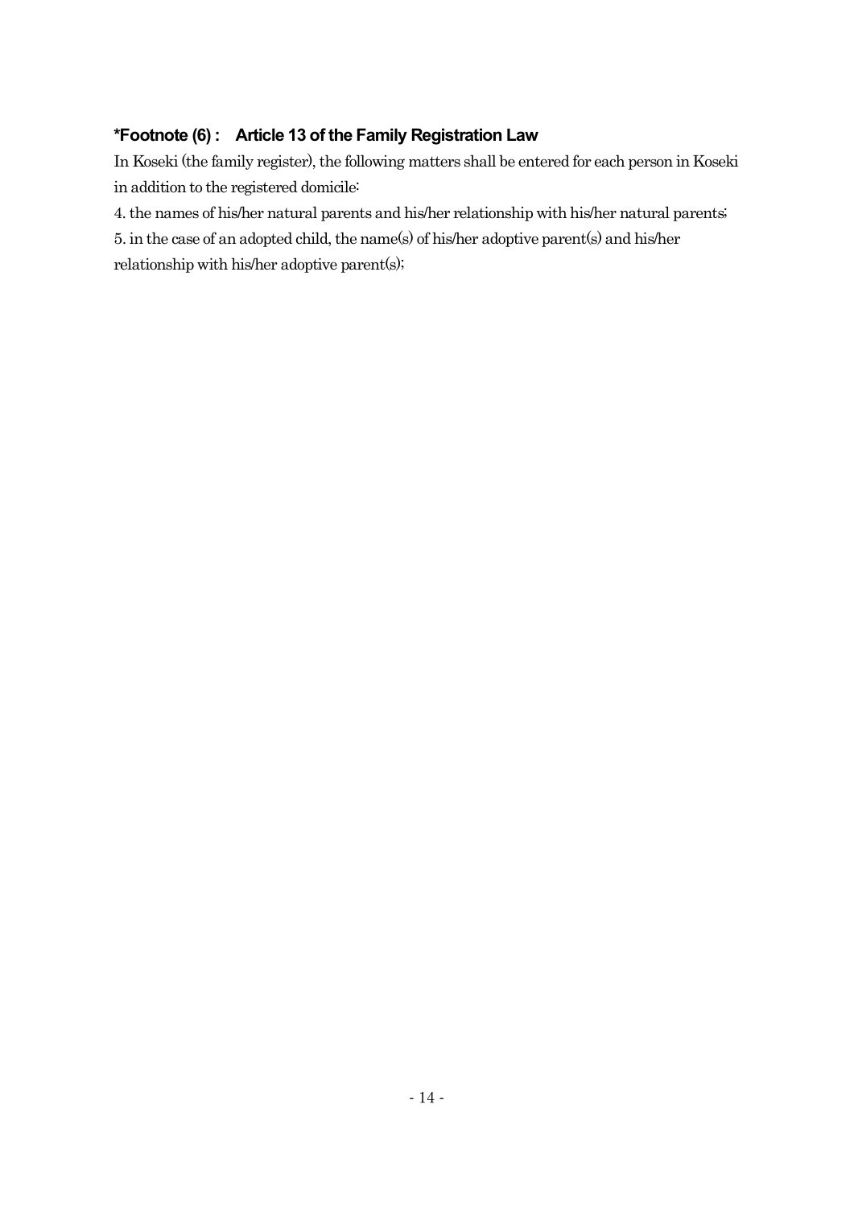**\*Footnote (6) :　Article 13 of the Family Registration Law**

In Koseki (the family register), the following matters shall be entered for each person in Koseki in addition to the registered domicile:

4. the names of his/her natural parents and his/her relationship with his/her natural parents;

5. in the case of an adopted child, the name(s) of his/her adoptive parent(s) and his/her relationship with his/her adoptive parent(s);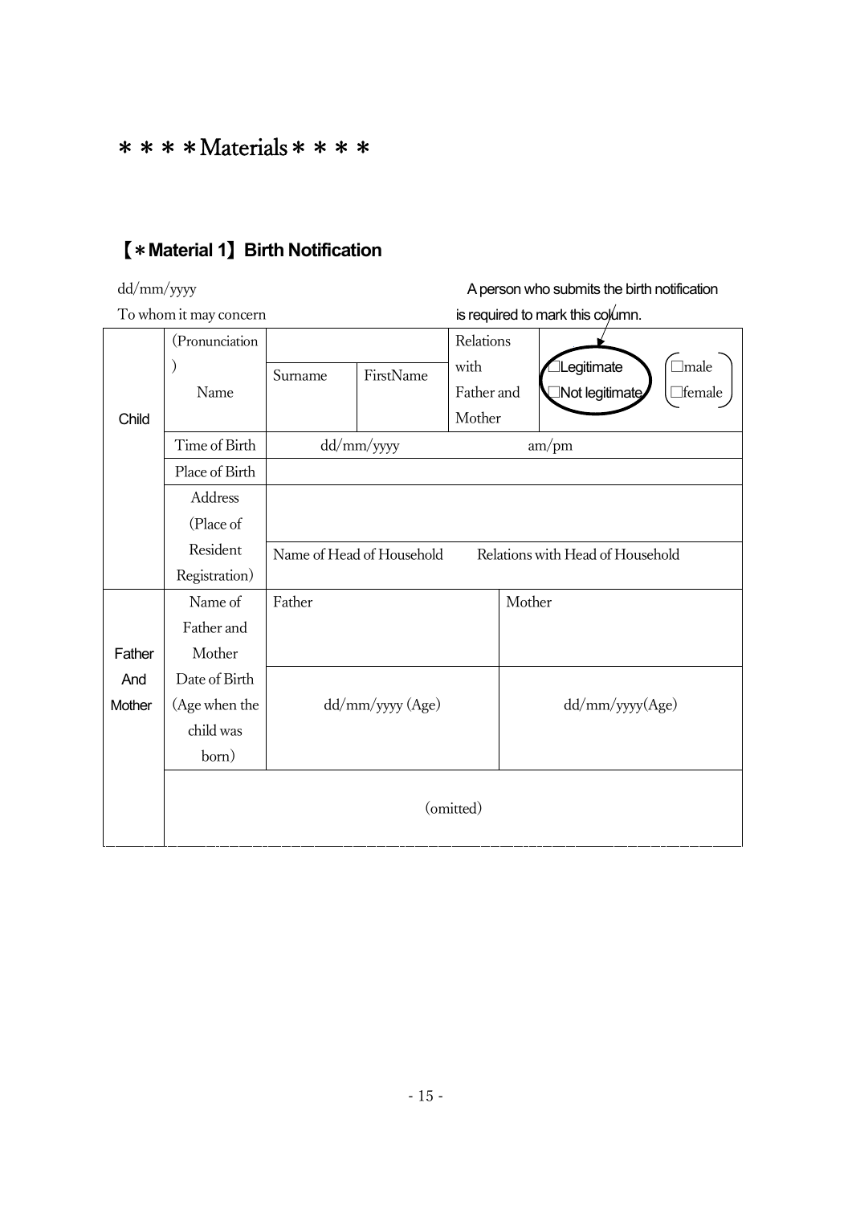# ＊＊＊＊Materials＊＊＊＊

## 【＊Material 1】Birth Notification

dd/mm/yyyy

To whom it may concern

A person who submits the birth notification is required to mark this column.

| | | | | | | |
|---|---|---|---|---|---|---|
| Child | (Pronunciation) Name | Surname | FirstName | Relations with Father and Mother | □Legitimate □Not legitimate | □male □female |
| | Time of Birth | dd/mm/yyyy | | | am/pm | |
| | Place of Birth | | | | | |
| | Address (Place of Resident Registration) | | | | | |
| | | Name of Head of Household | | Relations with Head of Household | | |
| Father And Mother | Name of Father and Mother | Father | | | Mother | |
| | Date of Birth (Age when the child was born) | dd/mm/yyyy (Age) | | | dd/mm/yyyy(Age) | |
| | (omitted) | | | | | |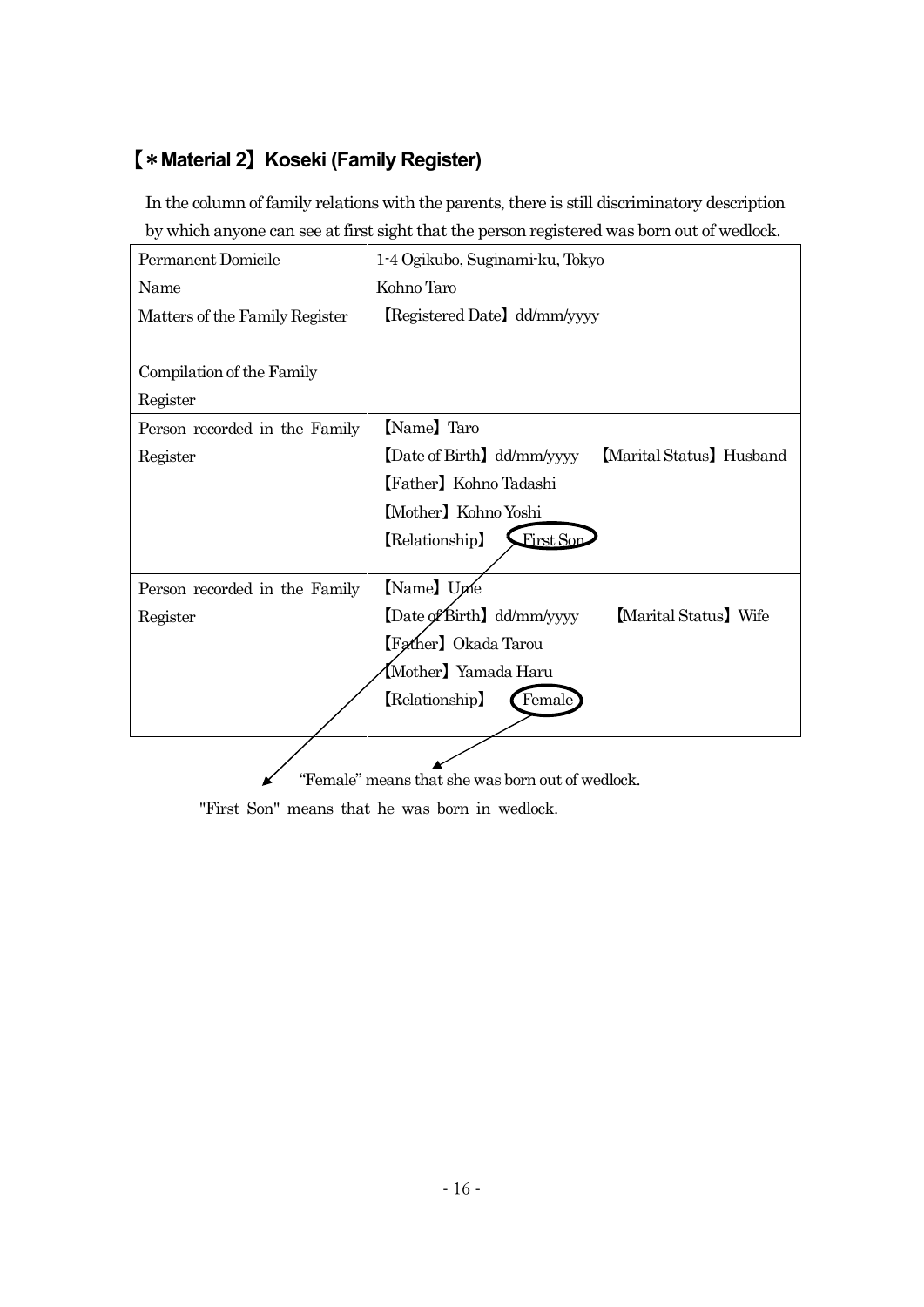## 【＊Material 2】Koseki (Family Register)

In the column of family relations with the parents, there is still discriminatory description by which anyone can see at first sight that the person registered was born out of wedlock.

| Permanent Domicile<br>Name | 1-4 Ogikubo, Suginami-ku, Tokyo<br>Kohno Taro |
|---|---|
| Matters of the Family Register<br><br>Compilation of the Family Register | 【Registered Date】dd/mm/yyyy |
| Person recorded in the Family Register | 【Name】Taro<br>【Date of Birth】dd/mm/yyyy 【Marital Status】Husband<br>【Father】Kohno Tadashi<br>【Mother】Kohno Yoshi<br>【Relationship】 First Son |
| Person recorded in the Family Register | 【Name】Ume<br>【Date of Birth】dd/mm/yyyy 【Marital Status】Wife<br>【Father】Okada Tarou<br>【Mother】Yamada Haru<br>【Relationship】 Female |

"Female" means that she was born out of wedlock.

"First Son" means that he was born in wedlock.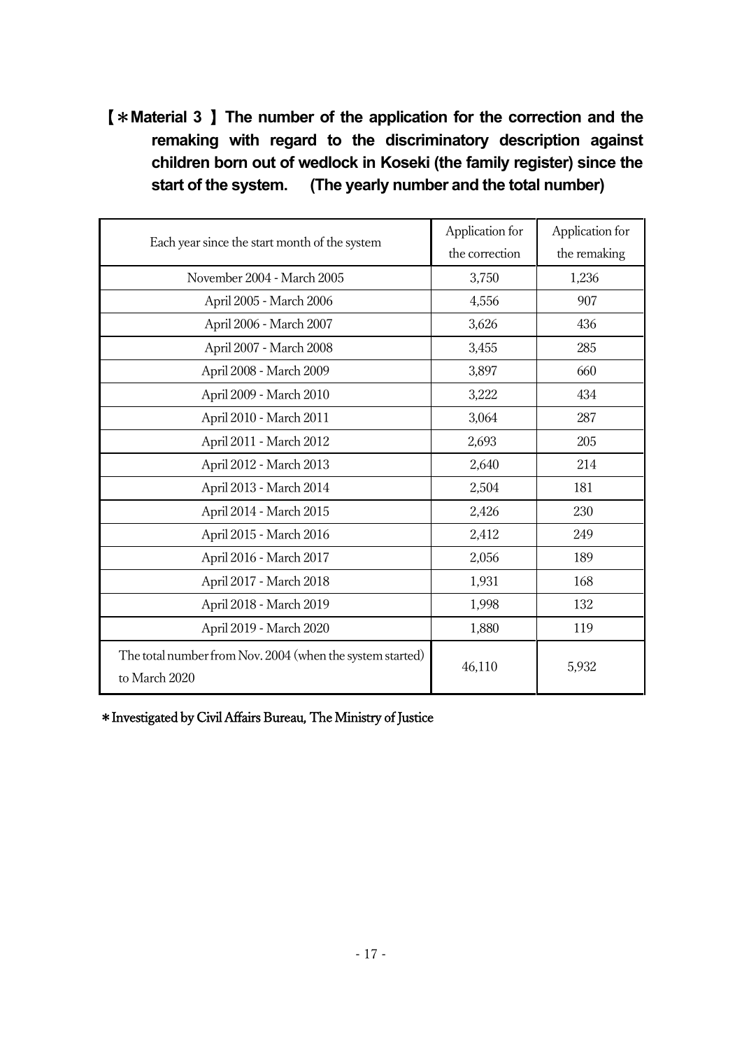**【＊Material 3 】The number of the application for the correction and the remaking with regard to the discriminatory description against children born out of wedlock in Koseki (the family register) since the start of the system.　(The yearly number and the total number)**

| Each year since the start month of the system | Application for the correction | Application for the remaking |
|---|---|---|
| November 2004 - March 2005 | 3,750 | 1,236 |
| April 2005 - March 2006 | 4,556 | 907 |
| April 2006 - March 2007 | 3,626 | 436 |
| April 2007 - March 2008 | 3,455 | 285 |
| April 2008 - March 2009 | 3,897 | 660 |
| April 2009 - March 2010 | 3,222 | 434 |
| April 2010 - March 2011 | 3,064 | 287 |
| April 2011 - March 2012 | 2,693 | 205 |
| April 2012 - March 2013 | 2,640 | 214 |
| April 2013 - March 2014 | 2,504 | 181 |
| April 2014 - March 2015 | 2,426 | 230 |
| April 2015 - March 2016 | 2,412 | 249 |
| April 2016 - March 2017 | 2,056 | 189 |
| April 2017 - March 2018 | 1,931 | 168 |
| April 2018 - March 2019 | 1,998 | 132 |
| April 2019 - March 2020 | 1,880 | 119 |
| The total number from Nov. 2004 (when the system started) to March 2020 | 46,110 | 5,932 |

＊Investigated by Civil Affairs Bureau, The Ministry of Justice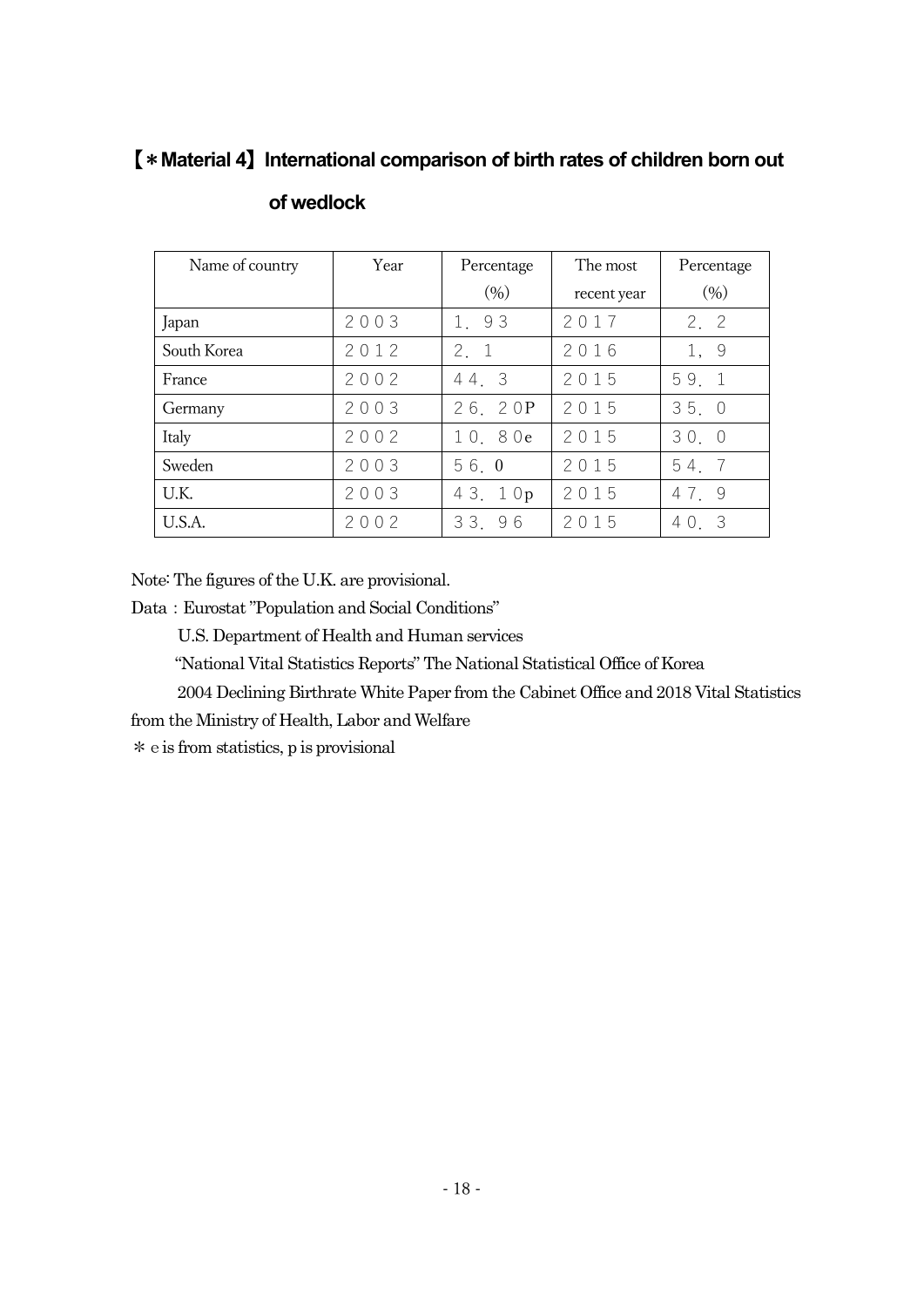## 【＊Material 4】International comparison of birth rates of children born out of wedlock

| Name of country | Year | Percentage (%) | The most recent year | Percentage (%) |
|---|---|---|---|---|
| Japan | ２００３ | １．９３ | ２０１７ | ２．２ |
| South Korea | ２０１２ | ２．１ | ２０１６ | １，９ |
| France | ２００２ | ４４．３ | ２０１５ | ５９．１ |
| Germany | ２００３ | ２６．２０P | ２０１５ | ３５．０ |
| Italy | ２００２ | １０．８０e | ２０１５ | ３０．０ |
| Sweden | ２００３ | ５６．0 | ２０１５ | ５４．７ |
| U.K. | ２００３ | ４３．１０p | ２０１５ | ４７．９ |
| U.S.A. | ２００２ | ３３．９６ | ２０１５ | ４０．３ |

Note: The figures of the U.K. are provisional.

Data：Eurostat "Population and Social Conditions"

U.S. Department of Health and Human services

"National Vital Statistics Reports" The National Statistical Office of Korea

2004 Declining Birthrate White Paper from the Cabinet Office and 2018 Vital Statistics from the Ministry of Health, Labor and Welfare

＊ｅ is from statistics, p is provisional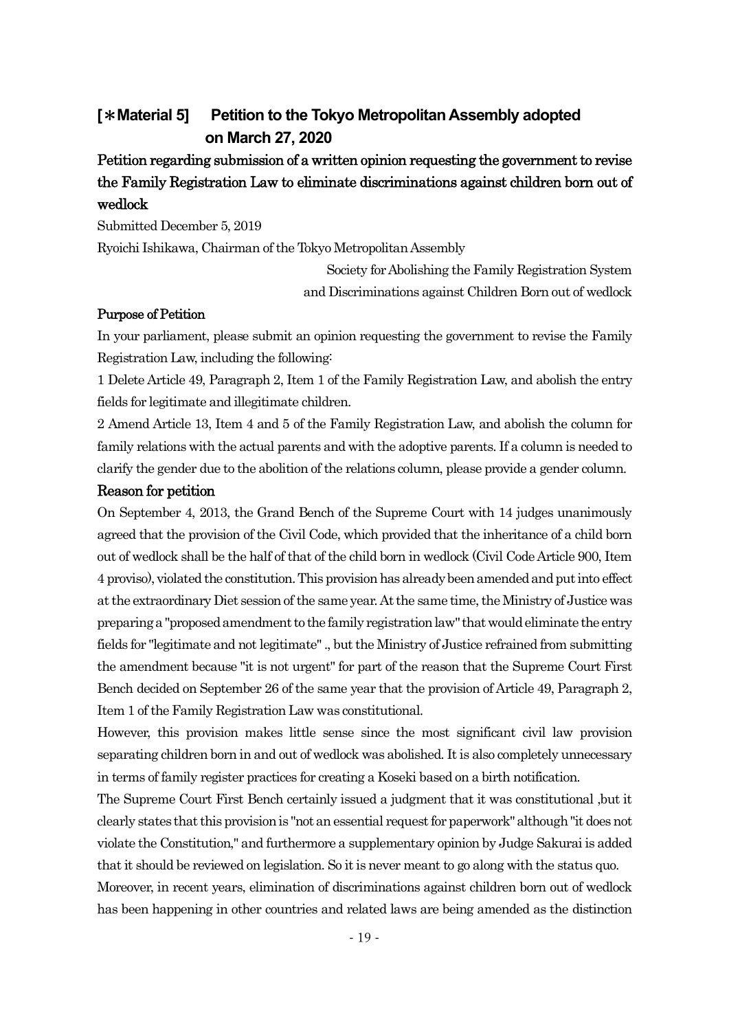## [＊Material 5]　Petition to the Tokyo Metropolitan Assembly adopted on March 27, 2020

### Petition regarding submission of a written opinion requesting the government to revise the Family Registration Law to eliminate discriminations against children born out of wedlock

Submitted December 5, 2019

Ryoichi Ishikawa, Chairman of the Tokyo Metropolitan Assembly

Society for Abolishing the Family Registration System and Discriminations against Children Born out of wedlock

**Purpose of Petition**

In your parliament, please submit an opinion requesting the government to revise the Family Registration Law, including the following:

1 Delete Article 49, Paragraph 2, Item 1 of the Family Registration Law, and abolish the entry fields for legitimate and illegitimate children.

2 Amend Article 13, Item 4 and 5 of the Family Registration Law, and abolish the column for family relations with the actual parents and with the adoptive parents. If a column is needed to clarify the gender due to the abolition of the relations column, please provide a gender column.

**Reason for petition**

On September 4, 2013, the Grand Bench of the Supreme Court with 14 judges unanimously agreed that the provision of the Civil Code, which provided that the inheritance of a child born out of wedlock shall be the half of that of the child born in wedlock (Civil Code Article 900, Item 4 proviso), violated the constitution. This provision has already been amended and put into effect at the extraordinary Diet session of the same year. At the same time, the Ministry of Justice was preparing a "proposed amendment to the family registration law" that would eliminate the entry fields for "legitimate and not legitimate" ., but the Ministry of Justice refrained from submitting the amendment because "it is not urgent" for part of the reason that the Supreme Court First Bench decided on September 26 of the same year that the provision of Article 49, Paragraph 2, Item 1 of the Family Registration Law was constitutional.

However, this provision makes little sense since the most significant civil law provision separating children born in and out of wedlock was abolished. It is also completely unnecessary in terms of family register practices for creating a Koseki based on a birth notification.

The Supreme Court First Bench certainly issued a judgment that it was constitutional ,but it clearly states that this provision is "not an essential request for paperwork" although "it does not violate the Constitution," and furthermore a supplementary opinion by Judge Sakurai is added that it should be reviewed on legislation. So it is never meant to go along with the status quo.

Moreover, in recent years, elimination of discriminations against children born out of wedlock has been happening in other countries and related laws are being amended as the distinction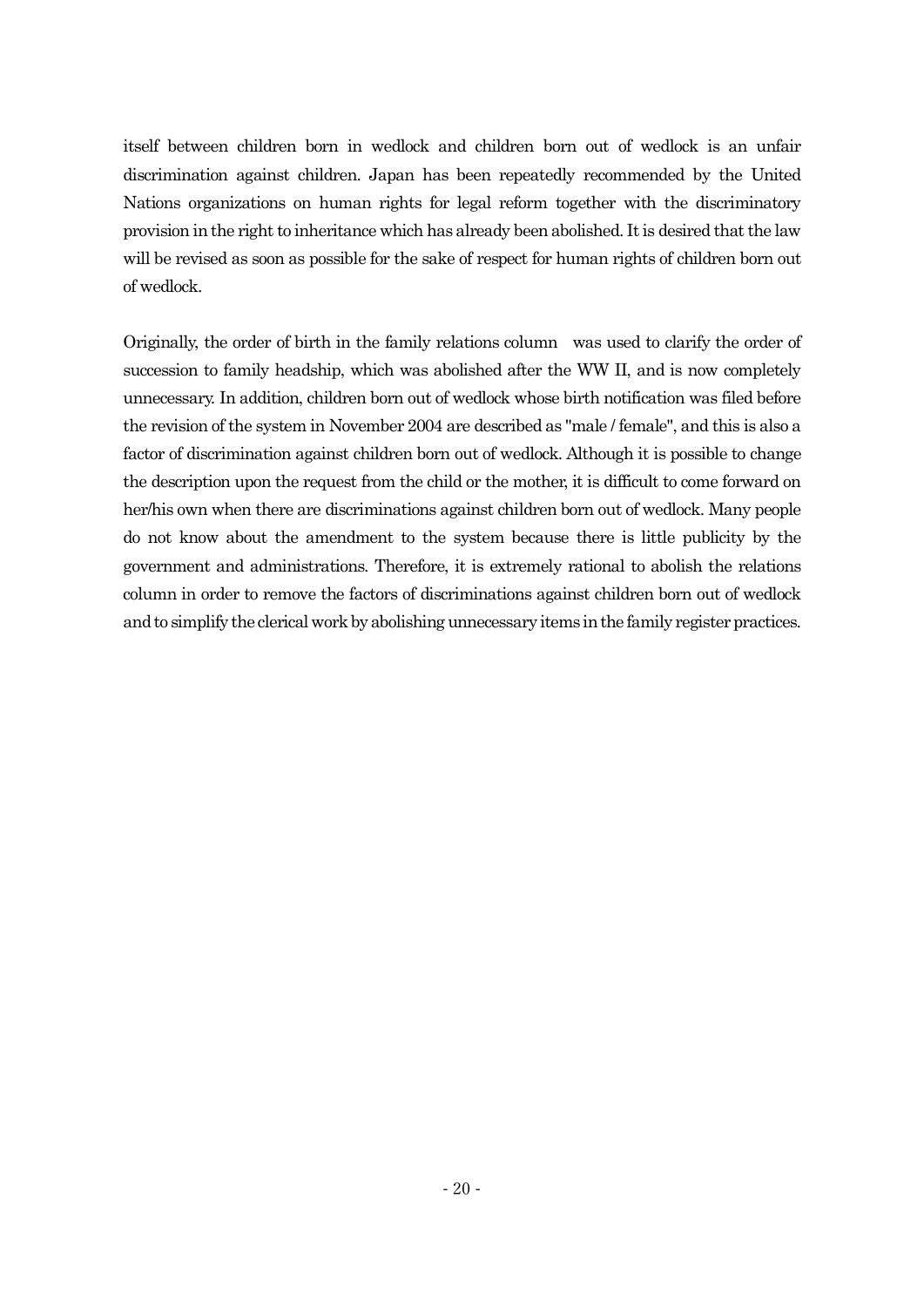itself between children born in wedlock and children born out of wedlock is an unfair discrimination against children. Japan has been repeatedly recommended by the United Nations organizations on human rights for legal reform together with the discriminatory provision in the right to inheritance which has already been abolished. It is desired that the law will be revised as soon as possible for the sake of respect for human rights of children born out of wedlock.

Originally, the order of birth in the family relations column was used to clarify the order of succession to family headship, which was abolished after the WW II, and is now completely unnecessary. In addition, children born out of wedlock whose birth notification was filed before the revision of the system in November 2004 are described as "male / female", and this is also a factor of discrimination against children born out of wedlock. Although it is possible to change the description upon the request from the child or the mother, it is difficult to come forward on her/his own when there are discriminations against children born out of wedlock. Many people do not know about the amendment to the system because there is little publicity by the government and administrations. Therefore, it is extremely rational to abolish the relations column in order to remove the factors of discriminations against children born out of wedlock and to simplify the clerical work by abolishing unnecessary items in the family register practices.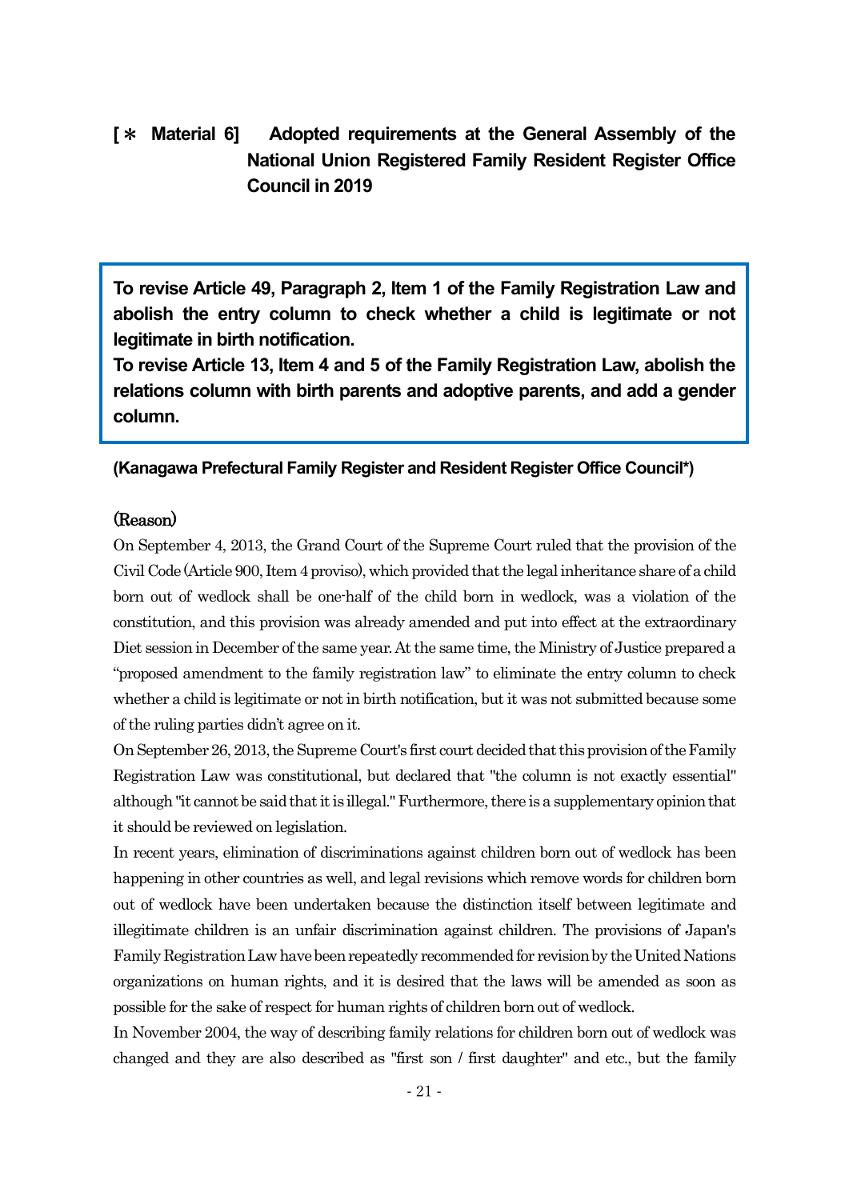## [＊ Material 6] Adopted requirements at the General Assembly of the National Union Registered Family Resident Register Office Council in 2019

**To revise Article 49, Paragraph 2, Item 1 of the Family Registration Law and abolish the entry column to check whether a child is legitimate or not legitimate in birth notification.**
**To revise Article 13, Item 4 and 5 of the Family Registration Law, abolish the relations column with birth parents and adoptive parents, and add a gender column.**

**(Kanagawa Prefectural Family Register and Resident Register Office Council*)**

(Reason)

On September 4, 2013, the Grand Court of the Supreme Court ruled that the provision of the Civil Code (Article 900, Item 4 proviso), which provided that the legal inheritance share of a child born out of wedlock shall be one-half of the child born in wedlock, was a violation of the constitution, and this provision was already amended and put into effect at the extraordinary Diet session in December of the same year. At the same time, the Ministry of Justice prepared a "proposed amendment to the family registration law" to eliminate the entry column to check whether a child is legitimate or not in birth notification, but it was not submitted because some of the ruling parties didn't agree on it.

On September 26, 2013, the Supreme Court's first court decided that this provision of the Family Registration Law was constitutional, but declared that "the column is not exactly essential" although "it cannot be said that it is illegal." Furthermore, there is a supplementary opinion that it should be reviewed on legislation.

In recent years, elimination of discriminations against children born out of wedlock has been happening in other countries as well, and legal revisions which remove words for children born out of wedlock have been undertaken because the distinction itself between legitimate and illegitimate children is an unfair discrimination against children. The provisions of Japan's Family Registration Law have been repeatedly recommended for revision by the United Nations organizations on human rights, and it is desired that the laws will be amended as soon as possible for the sake of respect for human rights of children born out of wedlock.

In November 2004, the way of describing family relations for children born out of wedlock was changed and they are also described as "first son / first daughter" and etc., but the family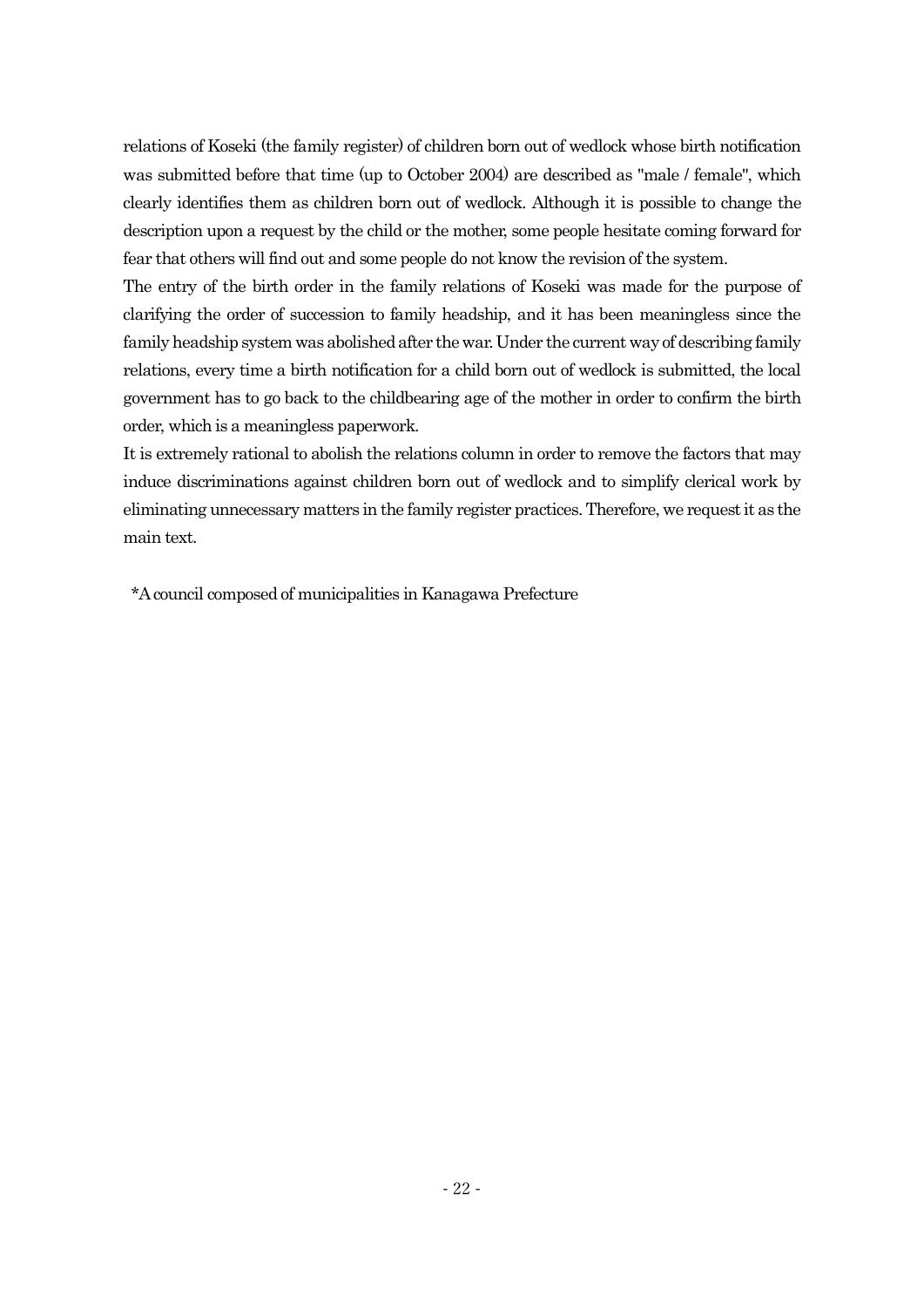relations of Koseki (the family register) of children born out of wedlock whose birth notification was submitted before that time (up to October 2004) are described as "male / female", which clearly identifies them as children born out of wedlock. Although it is possible to change the description upon a request by the child or the mother, some people hesitate coming forward for fear that others will find out and some people do not know the revision of the system.

The entry of the birth order in the family relations of Koseki was made for the purpose of clarifying the order of succession to family headship, and it has been meaningless since the family headship system was abolished after the war. Under the current way of describing family relations, every time a birth notification for a child born out of wedlock is submitted, the local government has to go back to the childbearing age of the mother in order to confirm the birth order, which is a meaningless paperwork.

It is extremely rational to abolish the relations column in order to remove the factors that may induce discriminations against children born out of wedlock and to simplify clerical work by eliminating unnecessary matters in the family register practices. Therefore, we request it as the main text.

*A council composed of municipalities in Kanagawa Prefecture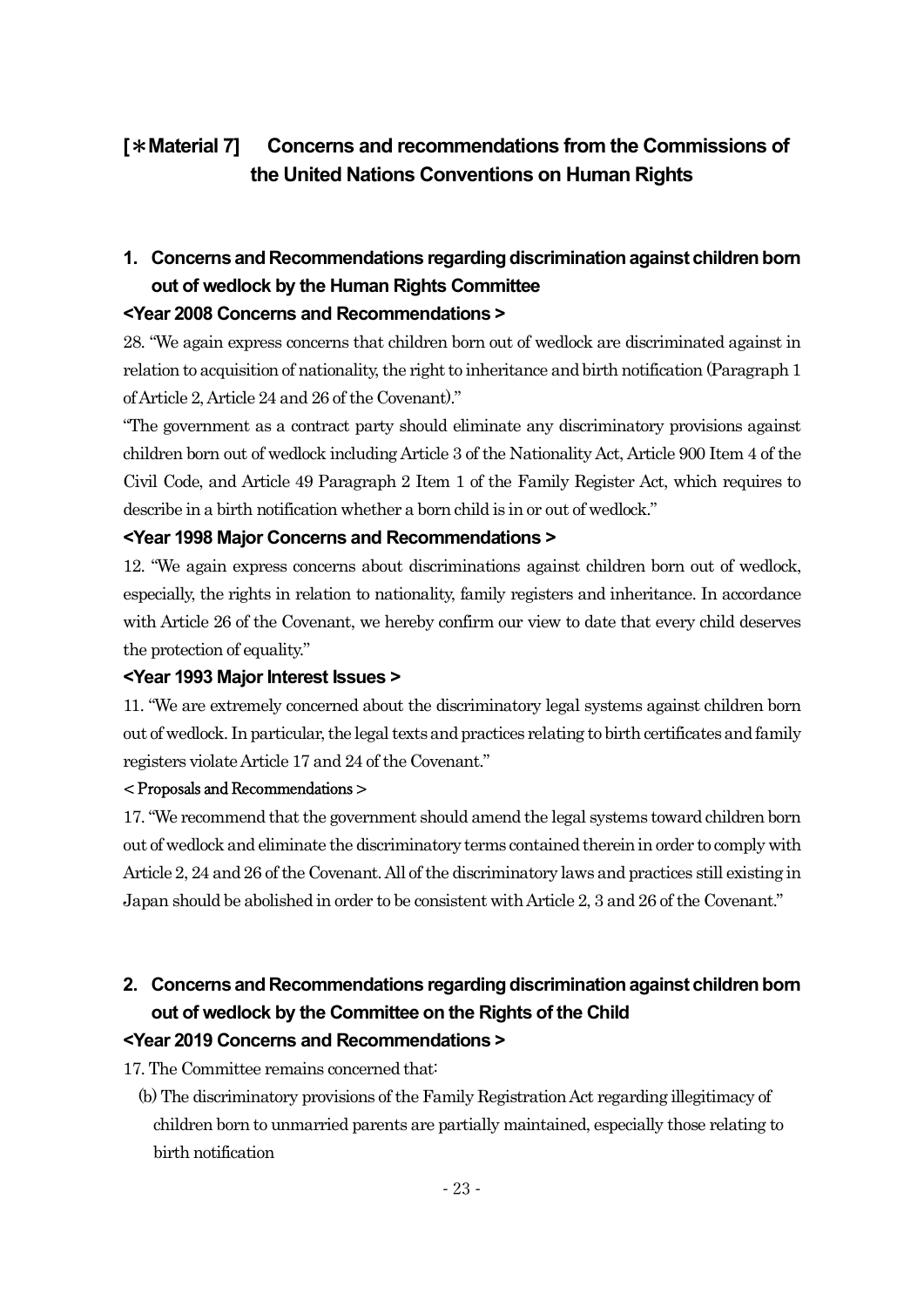# [＊Material 7]　Concerns and recommendations from the Commissions of the United Nations Conventions on Human Rights

## 1. Concerns and Recommendations regarding discrimination against children born out of wedlock by the Human Rights Committee

### <Year 2008 Concerns and Recommendations >

28. "We again express concerns that children born out of wedlock are discriminated against in relation to acquisition of nationality, the right to inheritance and birth notification (Paragraph 1 of Article 2, Article 24 and 26 of the Covenant)."

"The government as a contract party should eliminate any discriminatory provisions against children born out of wedlock including Article 3 of the Nationality Act, Article 900 Item 4 of the Civil Code, and Article 49 Paragraph 2 Item 1 of the Family Register Act, which requires to describe in a birth notification whether a born child is in or out of wedlock."

### <Year 1998 Major Concerns and Recommendations >

12. "We again express concerns about discriminations against children born out of wedlock, especially, the rights in relation to nationality, family registers and inheritance. In accordance with Article 26 of the Covenant, we hereby confirm our view to date that every child deserves the protection of equality."

### <Year 1993 Major Interest Issues >

11. "We are extremely concerned about the discriminatory legal systems against children born out of wedlock. In particular, the legal texts and practices relating to birth certificates and family registers violate Article 17 and 24 of the Covenant."

#### < Proposals and Recommendations >

17. "We recommend that the government should amend the legal systems toward children born out of wedlock and eliminate the discriminatory terms contained therein in order to comply with Article 2, 24 and 26 of the Covenant. All of the discriminatory laws and practices still existing in Japan should be abolished in order to be consistent with Article 2, 3 and 26 of the Covenant."

## 2. Concerns and Recommendations regarding discrimination against children born out of wedlock by the Committee on the Rights of the Child

### <Year 2019 Concerns and Recommendations >

17. The Committee remains concerned that:

(b) The discriminatory provisions of the Family Registration Act regarding illegitimacy of children born to unmarried parents are partially maintained, especially those relating to birth notification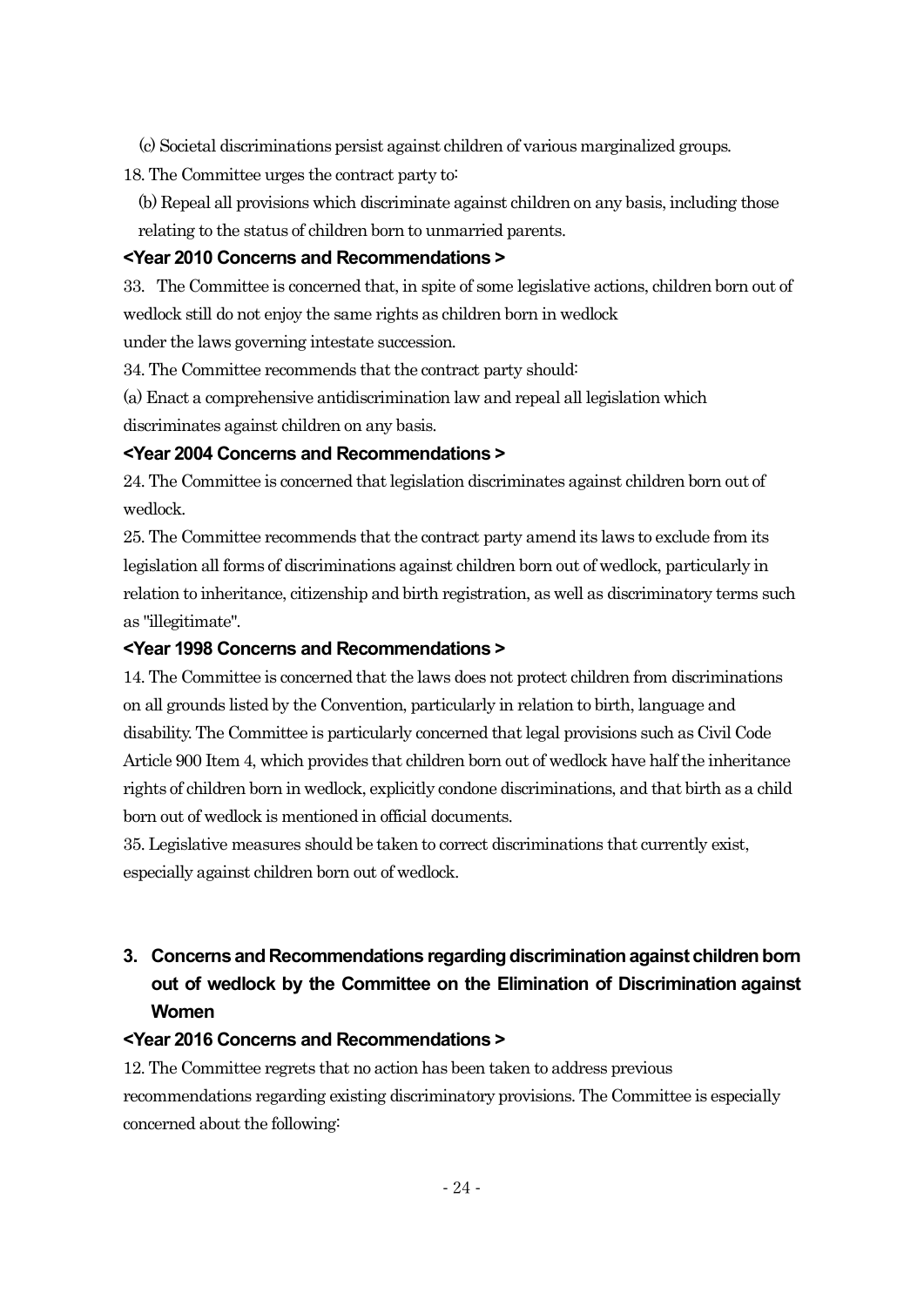(c) Societal discriminations persist against children of various marginalized groups.

18. The Committee urges the contract party to:

(b) Repeal all provisions which discriminate against children on any basis, including those relating to the status of children born to unmarried parents.

**<Year 2010 Concerns and Recommendations >**

33. The Committee is concerned that, in spite of some legislative actions, children born out of wedlock still do not enjoy the same rights as children born in wedlock under the laws governing intestate succession.

34. The Committee recommends that the contract party should:

(a) Enact a comprehensive antidiscrimination law and repeal all legislation which discriminates against children on any basis.

**<Year 2004 Concerns and Recommendations >**

24. The Committee is concerned that legislation discriminates against children born out of wedlock.

25. The Committee recommends that the contract party amend its laws to exclude from its legislation all forms of discriminations against children born out of wedlock, particularly in relation to inheritance, citizenship and birth registration, as well as discriminatory terms such as "illegitimate".

**<Year 1998 Concerns and Recommendations >**

14. The Committee is concerned that the laws does not protect children from discriminations on all grounds listed by the Convention, particularly in relation to birth, language and disability. The Committee is particularly concerned that legal provisions such as Civil Code Article 900 Item 4, which provides that children born out of wedlock have half the inheritance rights of children born in wedlock, explicitly condone discriminations, and that birth as a child born out of wedlock is mentioned in official documents.

35. Legislative measures should be taken to correct discriminations that currently exist, especially against children born out of wedlock.

## 3. Concerns and Recommendations regarding discrimination against children born out of wedlock by the Committee on the Elimination of Discrimination against Women

**<Year 2016 Concerns and Recommendations >**

12. The Committee regrets that no action has been taken to address previous recommendations regarding existing discriminatory provisions. The Committee is especially concerned about the following: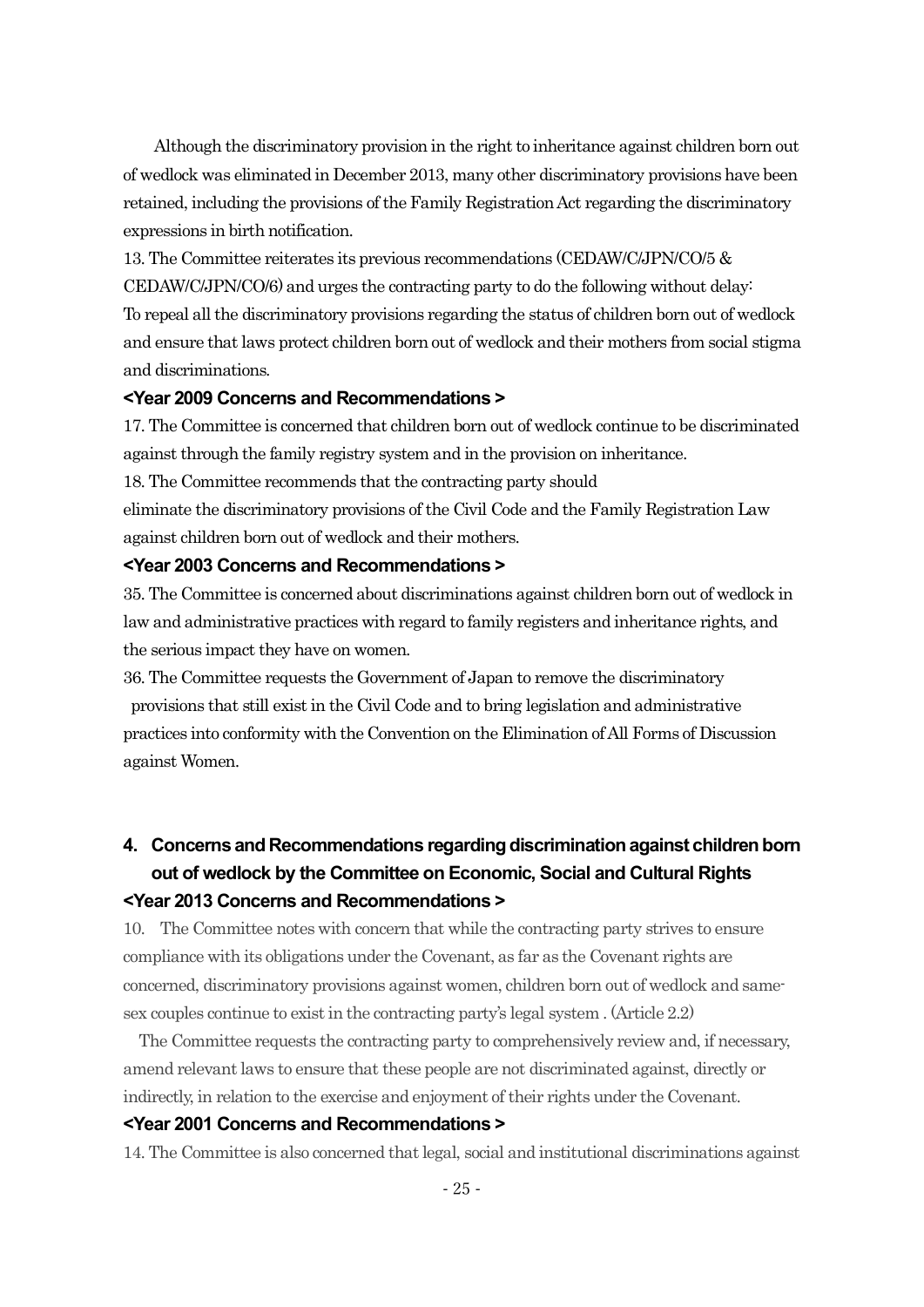Although the discriminatory provision in the right to inheritance against children born out of wedlock was eliminated in December 2013, many other discriminatory provisions have been retained, including the provisions of the Family Registration Act regarding the discriminatory expressions in birth notification.

13. The Committee reiterates its previous recommendations (CEDAW/C/JPN/CO/5 & CEDAW/C/JPN/CO/6) and urges the contracting party to do the following without delay: To repeal all the discriminatory provisions regarding the status of children born out of wedlock and ensure that laws protect children born out of wedlock and their mothers from social stigma and discriminations.

**<Year 2009 Concerns and Recommendations >**

17. The Committee is concerned that children born out of wedlock continue to be discriminated against through the family registry system and in the provision on inheritance.

18. The Committee recommends that the contracting party should eliminate the discriminatory provisions of the Civil Code and the Family Registration Law against children born out of wedlock and their mothers.

**<Year 2003 Concerns and Recommendations >**

35. The Committee is concerned about discriminations against children born out of wedlock in law and administrative practices with regard to family registers and inheritance rights, and the serious impact they have on women.

36. The Committee requests the Government of Japan to remove the discriminatory provisions that still exist in the Civil Code and to bring legislation and administrative practices into conformity with the Convention on the Elimination of All Forms of Discussion against Women.

## 4. Concerns and Recommendations regarding discrimination against children born out of wedlock by the Committee on Economic, Social and Cultural Rights

**<Year 2013 Concerns and Recommendations >**

10. The Committee notes with concern that while the contracting party strives to ensure compliance with its obligations under the Covenant, as far as the Covenant rights are concerned, discriminatory provisions against women, children born out of wedlock and same-sex couples continue to exist in the contracting party's legal system . (Article 2.2)

The Committee requests the contracting party to comprehensively review and, if necessary, amend relevant laws to ensure that these people are not discriminated against, directly or indirectly, in relation to the exercise and enjoyment of their rights under the Covenant.

**<Year 2001 Concerns and Recommendations >**

14. The Committee is also concerned that legal, social and institutional discriminations against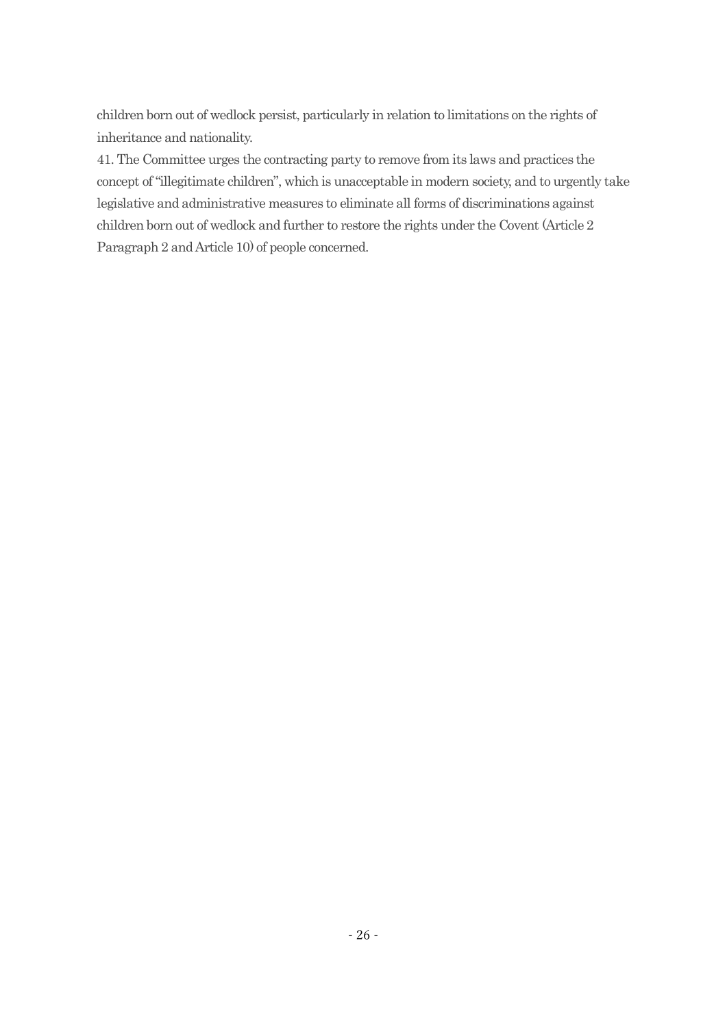children born out of wedlock persist, particularly in relation to limitations on the rights of inheritance and nationality.

41. The Committee urges the contracting party to remove from its laws and practices the concept of "illegitimate children", which is unacceptable in modern society, and to urgently take legislative and administrative measures to eliminate all forms of discriminations against children born out of wedlock and further to restore the rights under the Covent (Article 2 Paragraph 2 and Article 10) of people concerned.